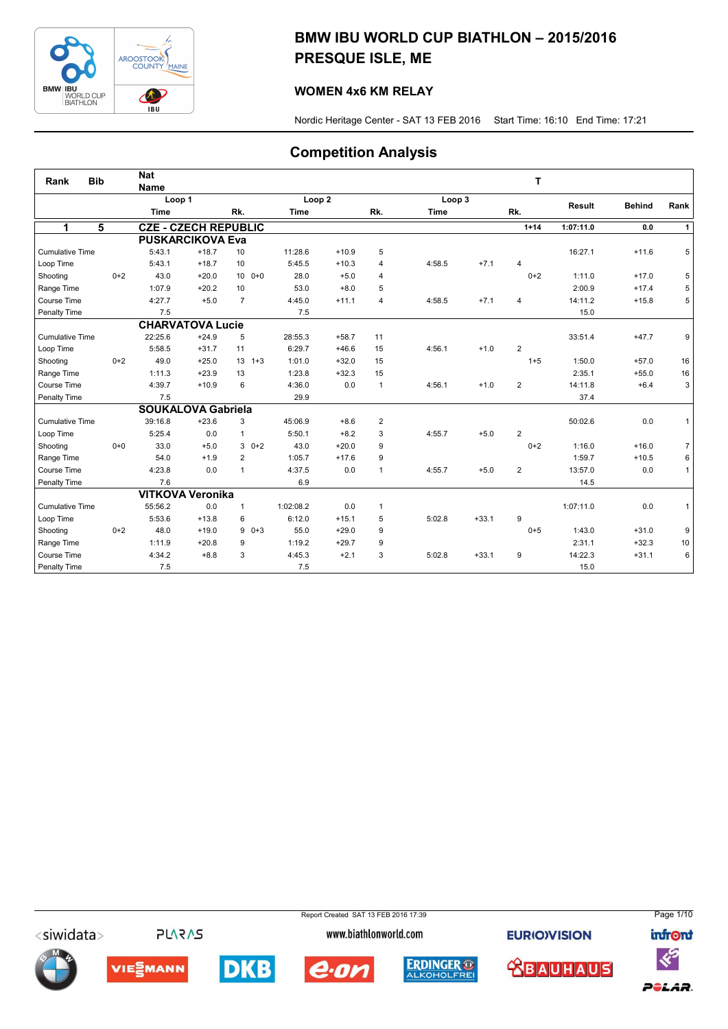# BMW IBU WORLD CUP BIATHLON – 2015/2016
# PRESQUE ISLE, ME

### WOMEN 4x6 KM RELAY

Nordic Heritage Center - SAT 13 FEB 2016 Start Time: 16:10 End Time: 17:21

## Competition Analysis

| Rank | Bib | Nat Name | | | | | | | | | | T | Result | Behind | Rank |
|---|---|---|---|---|---|---|---|---|---|---|---|---|---|---|---|
| | | Loop 1 Time | | Rk. | | Loop 2 Time | | Rk. | Loop 3 Time | | Rk. | | | | |
| **1** | **5** | **CZE - CZECH REPUBLIC** | | | | | | | | | | **1+14** | **1:07:11.0** | **0.0** | **1** |
| | | **PUSKARCICOVA Eva** | | | | | | | | | | | | | |
| Cumulative Time | | 5:43.1 | +18.7 | 10 | | 11:28.6 | +10.9 | 5 | | | | | 16:27.1 | +11.6 | 5 |
| Loop Time | | 5:43.1 | +18.7 | 10 | | 5:45.5 | +10.3 | 4 | 4:58.5 | +7.1 | 4 | | | | |
| Shooting | 0+2 | 43.0 | +20.0 | 10 | 0+0 | 28.0 | +5.0 | 4 | | | | 0+2 | 1:11.0 | +17.0 | 5 |
| Range Time | | 1:07.9 | +20.2 | 10 | | 53.0 | +8.0 | 5 | | | | | 2:00.9 | +17.4 | 5 |
| Course Time | | 4:27.7 | +5.0 | 7 | | 4:45.0 | +11.1 | 4 | 4:58.5 | +7.1 | 4 | | 14:11.2 | +15.8 | 5 |
| Penalty Time | | 7.5 | | | | 7.5 | | | | | | | 15.0 | | |
| | | **CHARVATOVA Lucie** | | | | | | | | | | | | | |
| Cumulative Time | | 22:25.6 | +24.9 | 5 | | 28:55.3 | +58.7 | 11 | | | | | 33:51.4 | +47.7 | 9 |
| Loop Time | | 5:58.5 | +31.7 | 11 | | 6:29.7 | +46.6 | 15 | 4:56.1 | +1.0 | 2 | | | | |
| Shooting | 0+2 | 49.0 | +25.0 | 13 | 1+3 | 1:01.0 | +32.0 | 15 | | | | 1+5 | 1:50.0 | +57.0 | 16 |
| Range Time | | 1:11.3 | +23.9 | 13 | | 1:23.8 | +32.3 | 15 | | | | | 2:35.1 | +55.0 | 16 |
| Course Time | | 4:39.7 | +10.9 | 6 | | 4:36.0 | 0.0 | 1 | 4:56.1 | +1.0 | 2 | | 14:11.8 | +6.4 | 3 |
| Penalty Time | | 7.5 | | | | 29.9 | | | | | | | 37.4 | | |
| | | **SOUKALOVA Gabriela** | | | | | | | | | | | | | |
| Cumulative Time | | 39:16.8 | +23.6 | 3 | | 45:06.9 | +8.6 | 2 | | | | | 50:02.6 | 0.0 | 1 |
| Loop Time | | 5:25.4 | 0.0 | 1 | | 5:50.1 | +8.2 | 3 | 4:55.7 | +5.0 | 2 | | | | |
| Shooting | 0+0 | 33.0 | +5.0 | 3 | 0+2 | 43.0 | +20.0 | 9 | | | | 0+2 | 1:16.0 | +16.0 | 7 |
| Range Time | | 54.0 | +1.9 | 2 | | 1:05.7 | +17.6 | 9 | | | | | 1:59.7 | +10.5 | 6 |
| Course Time | | 4:23.8 | 0.0 | 1 | | 4:37.5 | 0.0 | 1 | 4:55.7 | +5.0 | 2 | | 13:57.0 | 0.0 | 1 |
| Penalty Time | | 7.6 | | | | 6.9 | | | | | | | 14.5 | | |
| | | **VITKOVA Veronika** | | | | | | | | | | | | | |
| Cumulative Time | | 55:56.2 | 0.0 | 1 | | 1:02:08.2 | 0.0 | 1 | | | | | 1:07:11.0 | 0.0 | 1 |
| Loop Time | | 5:53.6 | +13.8 | 6 | | 6:12.0 | +15.1 | 5 | 5:02.8 | +33.1 | 9 | | | | |
| Shooting | 0+2 | 48.0 | +19.0 | 9 | 0+3 | 55.0 | +29.0 | 9 | | | | 0+5 | 1:43.0 | +31.0 | 9 |
| Range Time | | 1:11.9 | +20.8 | 9 | | 1:19.2 | +29.7 | 9 | | | | | 2:31.1 | +32.3 | 10 |
| Course Time | | 4:34.2 | +8.8 | 3 | | 4:45.3 | +2.1 | 3 | 5:02.8 | +33.1 | 9 | | 14:22.3 | +31.1 | 6 |
| Penalty Time | | 7.5 | | | | 7.5 | | | | | | | 15.0 | | |

Report Created SAT 13 FEB 2016 17:39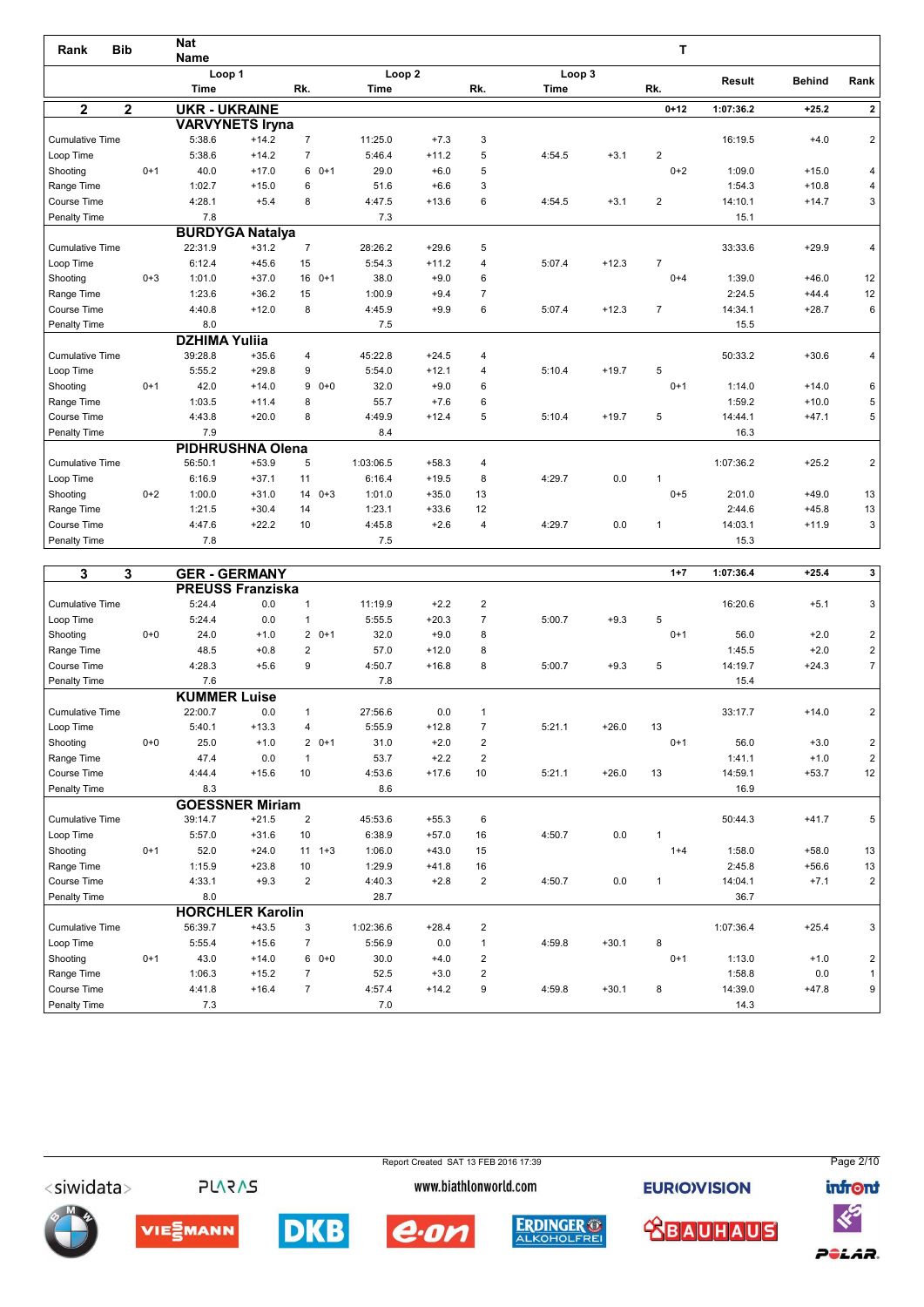| Rank | Bib | Nat Name | Loop 1 Time | | Rk. | Loop 2 Time | | Rk. | Loop 3 Time | | Rk. | T | Result | Behind | Rank |
|---|---|---|---|---|---|---|---|---|---|---|---|---|---|---|---|
| **2** | **2** | **UKR - UKRAINE** | | | | | | | | | | **0+12** | **1:07:36.2** | **+25.2** | **2** |
| | | **VARVYNETS Iryna** | | | | | | | | | | | | | |
| Cumulative Time | | | 5:38.6 | +14.2 | 7 | 11:25.0 | +7.3 | 3 | | | | | 16:19.5 | +4.0 | 2 |
| Loop Time | | | 5:38.6 | +14.2 | 7 | 5:46.4 | +11.2 | 5 | 4:54.5 | +3.1 | 2 | | | | |
| Shooting | 0+1 | | 40.0 | +17.0 | 6 | 0+1 29.0 | +6.0 | 5 | | | | 0+2 | 1:09.0 | +15.0 | 4 |
| Range Time | | | 1:02.7 | +15.0 | 6 | 51.6 | +6.6 | 3 | | | | | 1:54.3 | +10.8 | 4 |
| Course Time | | | 4:28.1 | +5.4 | 8 | 4:47.5 | +13.6 | 6 | 4:54.5 | +3.1 | 2 | | 14:10.1 | +14.7 | 3 |
| Penalty Time | | | 7.8 | | | 7.3 | | | | | | | 15.1 | | |
| | | **BURDYGA Natalya** | | | | | | | | | | | | | |
| Cumulative Time | | | 22:31.9 | +31.2 | 7 | 28:26.2 | +29.6 | 5 | | | | | 33:33.6 | +29.9 | 4 |
| Loop Time | | | 6:12.4 | +45.6 | 15 | 5:54.3 | +11.2 | 4 | 5:07.4 | +12.3 | 7 | | | | |
| Shooting | 0+3 | | 1:01.0 | +37.0 | 16 | 0+1 38.0 | +9.0 | 6 | | | | 0+4 | 1:39.0 | +46.0 | 12 |
| Range Time | | | 1:23.6 | +36.2 | 15 | 1:00.9 | +9.4 | 7 | | | | | 2:24.5 | +44.4 | 12 |
| Course Time | | | 4:40.8 | +12.0 | 8 | 4:45.9 | +9.9 | 6 | 5:07.4 | +12.3 | 7 | | 14:34.1 | +28.7 | 6 |
| Penalty Time | | | 8.0 | | | 7.5 | | | | | | | 15.5 | | |
| | | **DZHIMA Yuliia** | | | | | | | | | | | | | |
| Cumulative Time | | | 39:28.8 | +35.6 | 4 | 45:22.8 | +24.5 | 4 | | | | | 50:33.2 | +30.6 | 4 |
| Loop Time | | | 5:55.2 | +29.8 | 9 | 5:54.0 | +12.1 | 4 | 5:10.4 | +19.7 | 5 | | | | |
| Shooting | 0+1 | | 42.0 | +14.0 | 9 | 0+0 32.0 | +9.0 | 6 | | | | 0+1 | 1:14.0 | +14.0 | 6 |
| Range Time | | | 1:03.5 | +11.4 | 8 | 55.7 | +7.6 | 6 | | | | | 1:59.2 | +10.0 | 5 |
| Course Time | | | 4:43.8 | +20.0 | 8 | 4:49.9 | +12.4 | 5 | 5:10.4 | +19.7 | 5 | | 14:44.1 | +47.1 | 5 |
| Penalty Time | | | 7.9 | | | 8.4 | | | | | | | 16.3 | | |
| | | **PIDHRUSHNA Olena** | | | | | | | | | | | | | |
| Cumulative Time | | | 56:50.1 | +53.9 | 5 | 1:03:06.5 | +58.3 | 4 | | | | | 1:07:36.2 | +25.2 | 2 |
| Loop Time | | | 6:16.9 | +37.1 | 11 | 6:16.4 | +19.5 | 8 | 4:29.7 | 0.0 | 1 | | | | |
| Shooting | 0+2 | | 1:00.0 | +31.0 | 14 | 0+3 1:01.0 | +35.0 | 13 | | | | 0+5 | 2:01.0 | +49.0 | 13 |
| Range Time | | | 1:21.5 | +30.4 | 14 | 1:23.1 | +33.6 | 12 | | | | | 2:44.6 | +45.8 | 13 |
| Course Time | | | 4:47.6 | +22.2 | 10 | 4:45.8 | +2.6 | 4 | 4:29.7 | 0.0 | 1 | | 14:03.1 | +11.9 | 3 |
| Penalty Time | | | 7.8 | | | 7.5 | | | | | | | 15.3 | | |
| **3** | **3** | **GER - GERMANY** | | | | | | | | | | **1+7** | **1:07:36.4** | **+25.4** | **3** |
| | | **PREUSS Franziska** | | | | | | | | | | | | | |
| Cumulative Time | | | 5:24.4 | 0.0 | 1 | 11:19.9 | +2.2 | 2 | | | | | 16:20.6 | +5.1 | 3 |
| Loop Time | | | 5:24.4 | 0.0 | 1 | 5:55.5 | +20.3 | 7 | 5:00.7 | +9.3 | 5 | | | | |
| Shooting | 0+0 | | 24.0 | +1.0 | 2 | 0+1 32.0 | +9.0 | 8 | | | | 0+1 | 56.0 | +2.0 | 2 |
| Range Time | | | 48.5 | +0.8 | 2 | 57.0 | +12.0 | 8 | | | | | 1:45.5 | +2.0 | 2 |
| Course Time | | | 4:28.3 | +5.6 | 9 | 4:50.7 | +16.8 | 8 | 5:00.7 | +9.3 | 5 | | 14:19.7 | +24.3 | 7 |
| Penalty Time | | | 7.6 | | | 7.8 | | | | | | | 15.4 | | |
| | | **KUMMER Luise** | | | | | | | | | | | | | |
| Cumulative Time | | | 22:00.7 | 0.0 | 1 | 27:56.6 | 0.0 | 1 | | | | | 33:17.7 | +14.0 | 2 |
| Loop Time | | | 5:40.1 | +13.3 | 4 | 5:55.9 | +12.8 | 7 | 5:21.1 | +26.0 | 13 | | | | |
| Shooting | 0+0 | | 25.0 | +1.0 | 2 | 0+1 31.0 | +2.0 | 2 | | | | 0+1 | 56.0 | +3.0 | 2 |
| Range Time | | | 47.4 | 0.0 | 1 | 53.7 | +2.2 | 2 | | | | | 1:41.1 | +1.0 | 2 |
| Course Time | | | 4:44.4 | +15.6 | 10 | 4:53.6 | +17.6 | 10 | 5:21.1 | +26.0 | 13 | | 14:59.1 | +53.7 | 12 |
| Penalty Time | | | 8.3 | | | 8.6 | | | | | | | 16.9 | | |
| | | **GOESSNER Miriam** | | | | | | | | | | | | | |
| Cumulative Time | | | 39:14.7 | +21.5 | 2 | 45:53.6 | +55.3 | 6 | | | | | 50:44.3 | +41.7 | 5 |
| Loop Time | | | 5:57.0 | +31.6 | 10 | 6:38.9 | +57.0 | 16 | 4:50.7 | 0.0 | 1 | | | | |
| Shooting | 0+1 | | 52.0 | +24.0 | 11 | 1+3 1:06.0 | +43.0 | 15 | | | | 1+4 | 1:58.0 | +58.0 | 13 |
| Range Time | | | 1:15.9 | +23.8 | 10 | 1:29.9 | +41.8 | 16 | | | | | 2:45.8 | +56.6 | 13 |
| Course Time | | | 4:33.1 | +9.3 | 2 | 4:40.3 | +2.8 | 2 | 4:50.7 | 0.0 | 1 | | 14:04.1 | +7.1 | 2 |
| Penalty Time | | | 8.0 | | | 28.7 | | | | | | | 36.7 | | |
| | | **HORCHLER Karolin** | | | | | | | | | | | | | |
| Cumulative Time | | | 56:39.7 | +43.5 | 3 | 1:02:36.6 | +28.4 | 2 | | | | | 1:07:36.4 | +25.4 | 3 |
| Loop Time | | | 5:55.4 | +15.6 | 7 | 5:56.9 | 0.0 | 1 | 4:59.8 | +30.1 | 8 | | | | |
| Shooting | 0+1 | | 43.0 | +14.0 | 6 | 0+0 30.0 | +4.0 | 2 | | | | 0+1 | 1:13.0 | +1.0 | 2 |
| Range Time | | | 1:06.3 | +15.2 | 7 | 52.5 | +3.0 | 2 | | | | | 1:58.8 | 0.0 | 1 |
| Course Time | | | 4:41.8 | +16.4 | 7 | 4:57.4 | +14.2 | 9 | 4:59.8 | +30.1 | 8 | | 14:39.0 | +47.8 | 9 |
| Penalty Time | | | 7.3 | | | 7.0 | | | | | | | 14.3 | | |

Report Created SAT 13 FEB 2016 17:39

www.biathlonworld.com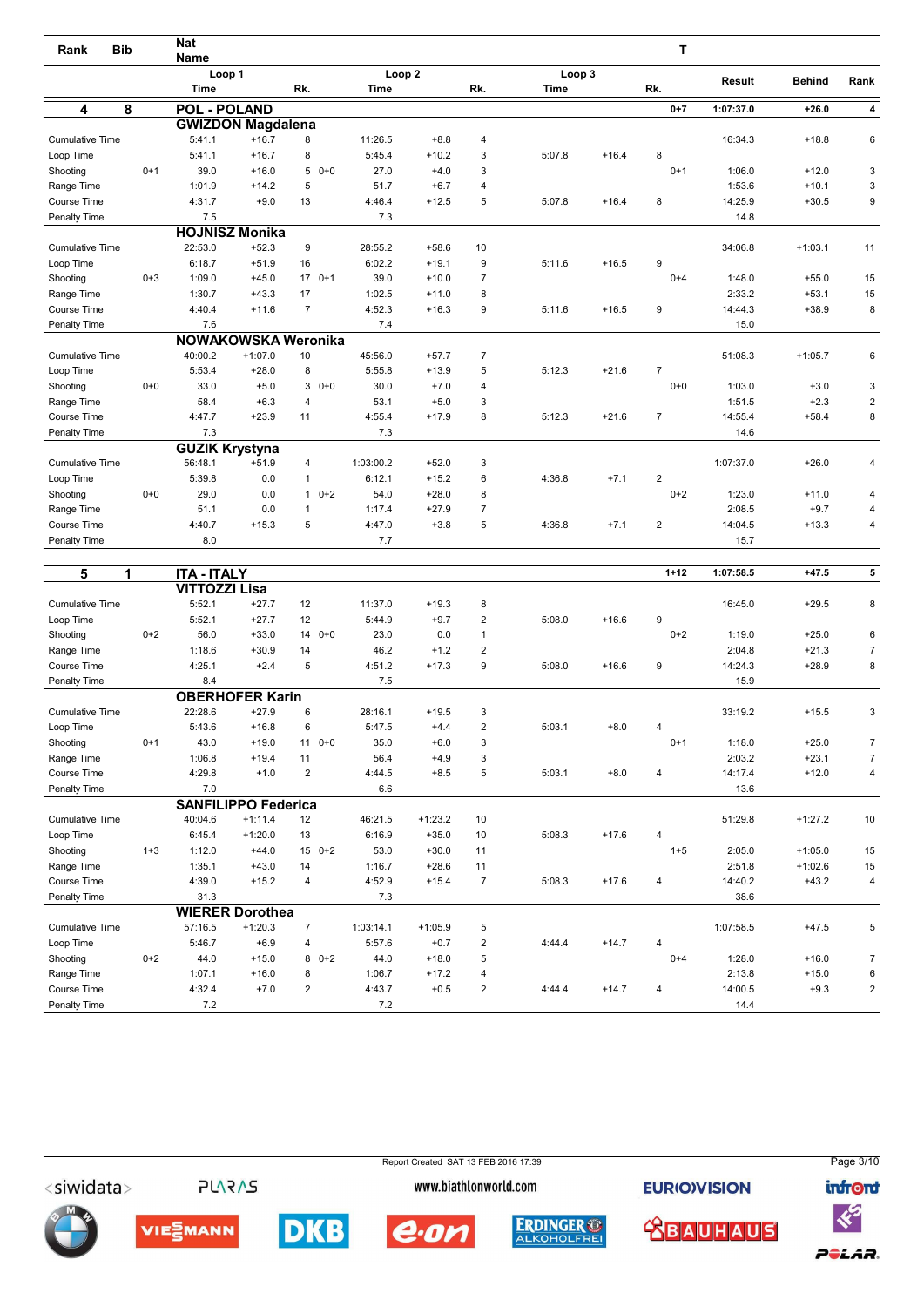| Rank | Bib | Nat Name | | | | | | | | | | T | Result | Behind | Rank |
|---|---|---|---|---|---|---|---|---|---|---|---|---|---|---|---|
| | | Loop 1 Time | | Rk. | | Loop 2 Time | | Rk. | Loop 3 Time | | Rk. | | Result | Behind | Rank |
| **4** | **8** | **POL - POLAND** | | | | | | | | | | **0+7** | **1:07:37.0** | **+26.0** | **4** |
| | | **GWIZDON Magdalena** | | | | | | | | | | | | | |
| Cumulative Time | | 5:41.1 | +16.7 | 8 | | 11:26.5 | +8.8 | 4 | | | | | 16:34.3 | +18.8 | 6 |
| Loop Time | | 5:41.1 | +16.7 | 8 | | 5:45.4 | +10.2 | 3 | 5:07.8 | +16.4 | 8 | | | | |
| Shooting | 0+1 | 39.0 | +16.0 | 5 | 0+0 | 27.0 | +4.0 | 3 | | | | 0+1 | 1:06.0 | +12.0 | 3 |
| Range Time | | 1:01.9 | +14.2 | 5 | | 51.7 | +6.7 | 4 | | | | | 1:53.6 | +10.1 | 3 |
| Course Time | | 4:31.7 | +9.0 | 13 | | 4:46.4 | +12.5 | 5 | 5:07.8 | +16.4 | 8 | | 14:25.9 | +30.5 | 9 |
| Penalty Time | | 7.5 | | | | 7.3 | | | | | | | 14.8 | | |
| | | **HOJNISZ Monika** | | | | | | | | | | | | | |
| Cumulative Time | | 22:53.0 | +52.3 | 9 | | 28:55.2 | +58.6 | 10 | | | | | 34:06.8 | +1:03.1 | 11 |
| Loop Time | | 6:18.7 | +51.9 | 16 | | 6:02.2 | +19.1 | 9 | 5:11.6 | +16.5 | 9 | | | | |
| Shooting | 0+3 | 1:09.0 | +45.0 | 17 | 0+1 | 39.0 | +10.0 | 7 | | | | 0+4 | 1:48.0 | +55.0 | 15 |
| Range Time | | 1:30.7 | +43.3 | 17 | | 1:02.5 | +11.0 | 8 | | | | | 2:33.2 | +53.1 | 15 |
| Course Time | | 4:40.4 | +11.6 | 7 | | 4:52.3 | +16.3 | 9 | 5:11.6 | +16.5 | 9 | | 14:44.3 | +38.9 | 8 |
| Penalty Time | | 7.6 | | | | 7.4 | | | | | | | 15.0 | | |
| | | **NOWAKOWSKA Weronika** | | | | | | | | | | | | | |
| Cumulative Time | | 40:00.2 | +1:07.0 | 10 | | 45:56.0 | +57.7 | 7 | | | | | 51:08.3 | +1:05.7 | 6 |
| Loop Time | | 5:53.4 | +28.0 | 8 | | 5:55.8 | +13.9 | 5 | 5:12.3 | +21.6 | 7 | | | | |
| Shooting | 0+0 | 33.0 | +5.0 | 3 | 0+0 | 30.0 | +7.0 | 4 | | | | 0+0 | 1:03.0 | +3.0 | 3 |
| Range Time | | 58.4 | +6.3 | 4 | | 53.1 | +5.0 | 3 | | | | | 1:51.5 | +2.3 | 2 |
| Course Time | | 4:47.7 | +23.9 | 11 | | 4:55.4 | +17.9 | 8 | 5:12.3 | +21.6 | 7 | | 14:55.4 | +58.4 | 8 |
| Penalty Time | | 7.3 | | | | 7.3 | | | | | | | 14.6 | | |
| | | **GUZIK Krystyna** | | | | | | | | | | | | | |
| Cumulative Time | | 56:48.1 | +51.9 | 4 | | 1:03:00.2 | +52.0 | 3 | | | | | 1:07:37.0 | +26.0 | 4 |
| Loop Time | | 5:39.8 | 0.0 | 1 | | 6:12.1 | +15.2 | 6 | 4:36.8 | +7.1 | 2 | | | | |
| Shooting | 0+0 | 29.0 | 0.0 | 1 | 0+2 | 54.0 | +28.0 | 8 | | | | 0+2 | 1:23.0 | +11.0 | 4 |
| Range Time | | 51.1 | 0.0 | 1 | | 1:17.4 | +27.9 | 7 | | | | | 2:08.5 | +9.7 | 4 |
| Course Time | | 4:40.7 | +15.3 | 5 | | 4:47.0 | +3.8 | 5 | 4:36.8 | +7.1 | 2 | | 14:04.5 | +13.3 | 4 |
| Penalty Time | | 8.0 | | | | 7.7 | | | | | | | 15.7 | | |
| **5** | **1** | **ITA - ITALY** | | | | | | | | | | **1+12** | **1:07:58.5** | **+47.5** | **5** |
| | | **VITTOZZI Lisa** | | | | | | | | | | | | | |
| Cumulative Time | | 5:52.1 | +27.7 | 12 | | 11:37.0 | +19.3 | 8 | | | | | 16:45.0 | +29.5 | 8 |
| Loop Time | | 5:52.1 | +27.7 | 12 | | 5:44.9 | +9.7 | 2 | 5:08.0 | +16.6 | 9 | | | | |
| Shooting | 0+2 | 56.0 | +33.0 | 14 | 0+0 | 23.0 | 0.0 | 1 | | | | 0+2 | 1:19.0 | +25.0 | 6 |
| Range Time | | 1:18.6 | +30.9 | 14 | | 46.2 | +1.2 | 2 | | | | | 2:04.8 | +21.3 | 7 |
| Course Time | | 4:25.1 | +2.4 | 5 | | 4:51.2 | +17.3 | 9 | 5:08.0 | +16.6 | 9 | | 14:24.3 | +28.9 | 8 |
| Penalty Time | | 8.4 | | | | 7.5 | | | | | | | 15.9 | | |
| | | **OBERHOFER Karin** | | | | | | | | | | | | | |
| Cumulative Time | | 22:28.6 | +27.9 | 6 | | 28:16.1 | +19.5 | 3 | | | | | 33:19.2 | +15.5 | 3 |
| Loop Time | | 5:43.6 | +16.8 | 6 | | 5:47.5 | +4.4 | 2 | 5:03.1 | +8.0 | 4 | | | | |
| Shooting | 0+1 | 43.0 | +19.0 | 11 | 0+0 | 35.0 | +6.0 | 3 | | | | 0+1 | 1:18.0 | +25.0 | 7 |
| Range Time | | 1:06.8 | +19.4 | 11 | | 56.4 | +4.9 | 3 | | | | | 2:03.2 | +23.1 | 7 |
| Course Time | | 4:29.8 | +1.0 | 2 | | 4:44.5 | +8.5 | 5 | 5:03.1 | +8.0 | 4 | | 14:17.4 | +12.0 | 4 |
| Penalty Time | | 7.0 | | | | 6.6 | | | | | | | 13.6 | | |
| | | **SANFILIPPO Federica** | | | | | | | | | | | | | |
| Cumulative Time | | 40:04.6 | +1:11.4 | 12 | | 46:21.5 | +1:23.2 | 10 | | | | | 51:29.8 | +1:27.2 | 10 |
| Loop Time | | 6:45.4 | +1:20.0 | 13 | | 6:16.9 | +35.0 | 10 | 5:08.3 | +17.6 | 4 | | | | |
| Shooting | 1+3 | 1:12.0 | +44.0 | 15 | 0+2 | 53.0 | +30.0 | 11 | | | | 1+5 | 2:05.0 | +1:05.0 | 15 |
| Range Time | | 1:35.1 | +43.0 | 14 | | 1:16.7 | +28.6 | 11 | | | | | 2:51.8 | +1:02.6 | 15 |
| Course Time | | 4:39.0 | +15.2 | 4 | | 4:52.9 | +15.4 | 7 | 5:08.3 | +17.6 | 4 | | 14:40.2 | +43.2 | 4 |
| Penalty Time | | 31.3 | | | | 7.3 | | | | | | | 38.6 | | |
| | | **WIERER Dorothea** | | | | | | | | | | | | | |
| Cumulative Time | | 57:16.5 | +1:20.3 | 7 | | 1:03:14.1 | +1:05.9 | 5 | | | | | 1:07:58.5 | +47.5 | 5 |
| Loop Time | | 5:46.7 | +6.9 | 4 | | 5:57.6 | +0.7 | 2 | 4:44.4 | +14.7 | 4 | | | | |
| Shooting | 0+2 | 44.0 | +15.0 | 8 | 0+2 | 44.0 | +18.0 | 5 | | | | 0+4 | 1:28.0 | +16.0 | 7 |
| Range Time | | 1:07.1 | +16.0 | 8 | | 1:06.7 | +17.2 | 4 | | | | | 2:13.8 | +15.0 | 6 |
| Course Time | | 4:32.4 | +7.0 | 2 | | 4:43.7 | +0.5 | 2 | 4:44.4 | +14.7 | 4 | | 14:00.5 | +9.3 | 2 |
| Penalty Time | | 7.2 | | | | 7.2 | | | | | | | 14.4 | | |

Report Created SAT 13 FEB 2016 17:39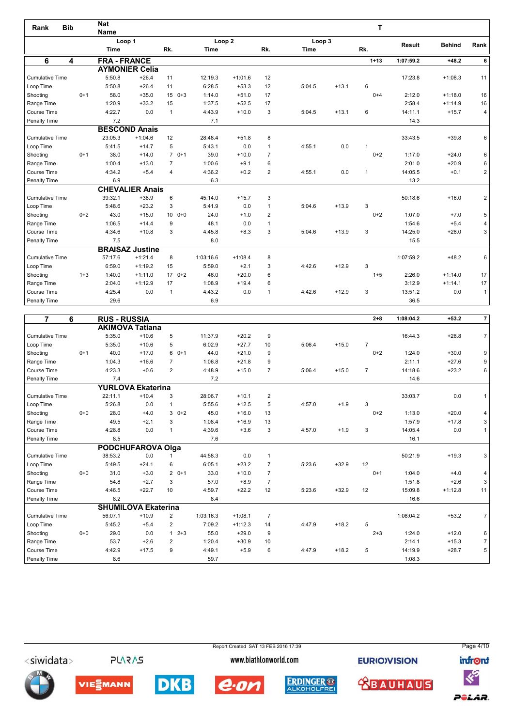| Rank | Bib | Nat Name | Loop 1 Time | | Rk. | Loop 2 Time | | Rk. | Loop 3 Time | | Rk. | T | Result | Behind | Rank |
|---|---|---|---|---|---|---|---|---|---|---|---|---|---|---|---|
| **6** | **4** | **FRA - FRANCE** | | | | | | | | | | **1+13** | **1:07:59.2** | **+48.2** | **6** |
| | | **AYMONIER Celia** | | | | | | | | | | | | | |
| Cumulative Time | | | 5:50.8 | +26.4 | 11 | 12:19.3 | +1:01.6 | 12 | | | | | 17:23.8 | +1:08.3 | 11 |
| Loop Time | | | 5:50.8 | +26.4 | 11 | 6:28.5 | +53.3 | 12 | 5:04.5 | +13.1 | 6 | | | | |
| Shooting | 0+1 | | 58.0 | +35.0 | 15 0+3 | 1:14.0 | +51.0 | 17 | | | | 0+4 | 2:12.0 | +1:18.0 | 16 |
| Range Time | | | 1:20.9 | +33.2 | 15 | 1:37.5 | +52.5 | 17 | | | | | 2:58.4 | +1:14.9 | 16 |
| Course Time | | | 4:22.7 | 0.0 | 1 | 4:43.9 | +10.0 | 3 | 5:04.5 | +13.1 | 6 | | 14:11.1 | +15.7 | 4 |
| Penalty Time | | | 7.2 | | | 7.1 | | | | | | | 14.3 | | |
| | | **BESCOND Anais** | | | | | | | | | | | | | |
| Cumulative Time | | | 23:05.3 | +1:04.6 | 12 | 28:48.4 | +51.8 | 8 | | | | | 33:43.5 | +39.8 | 6 |
| Loop Time | | | 5:41.5 | +14.7 | 5 | 5:43.1 | 0.0 | 1 | 4:55.1 | 0.0 | 1 | | | | |
| Shooting | 0+1 | | 38.0 | +14.0 | 7 0+1 | 39.0 | +10.0 | 7 | | | | 0+2 | 1:17.0 | +24.0 | 6 |
| Range Time | | | 1:00.4 | +13.0 | 7 | 1:00.6 | +9.1 | 6 | | | | | 2:01.0 | +20.9 | 6 |
| Course Time | | | 4:34.2 | +5.4 | 4 | 4:36.2 | +0.2 | 2 | 4:55.1 | 0.0 | 1 | | 14:05.5 | +0.1 | 2 |
| Penalty Time | | | 6.9 | | | 6.3 | | | | | | | 13.2 | | |
| | | **CHEVALIER Anais** | | | | | | | | | | | | | |
| Cumulative Time | | | 39:32.1 | +38.9 | 6 | 45:14.0 | +15.7 | 3 | | | | | 50:18.6 | +16.0 | 2 |
| Loop Time | | | 5:48.6 | +23.2 | 3 | 5:41.9 | 0.0 | 1 | 5:04.6 | +13.9 | 3 | | | | |
| Shooting | 0+2 | | 43.0 | +15.0 | 10 0+0 | 24.0 | +1.0 | 2 | | | | 0+2 | 1:07.0 | +7.0 | 5 |
| Range Time | | | 1:06.5 | +14.4 | 9 | 48.1 | 0.0 | 1 | | | | | 1:54.6 | +5.4 | 4 |
| Course Time | | | 4:34.6 | +10.8 | 3 | 4:45.8 | +8.3 | 3 | 5:04.6 | +13.9 | 3 | | 14:25.0 | +28.0 | 3 |
| Penalty Time | | | 7.5 | | | 8.0 | | | | | | | 15.5 | | |
| | | **BRAISAZ Justine** | | | | | | | | | | | | | |
| Cumulative Time | | | 57:17.6 | +1:21.4 | 8 | 1:03:16.6 | +1:08.4 | 8 | | | | | 1:07:59.2 | +48.2 | 6 |
| Loop Time | | | 6:59.0 | +1:19.2 | 15 | 5:59.0 | +2.1 | 3 | 4:42.6 | +12.9 | 3 | | | | |
| Shooting | 1+3 | | 1:40.0 | +1:11.0 | 17 0+2 | 46.0 | +20.0 | 6 | | | | 1+5 | 2:26.0 | +1:14.0 | 17 |
| Range Time | | | 2:04.0 | +1:12.9 | 17 | 1:08.9 | +19.4 | 6 | | | | | 3:12.9 | +1:14.1 | 17 |
| Course Time | | | 4:25.4 | 0.0 | 1 | 4:43.2 | 0.0 | 1 | 4:42.6 | +12.9 | 3 | | 13:51.2 | 0.0 | 1 |
| Penalty Time | | | 29.6 | | | 6.9 | | | | | | | 36.5 | | |
| **7** | **6** | **RUS - RUSSIA** | | | | | | | | | | **2+8** | **1:08:04.2** | **+53.2** | **7** |
| | | **AKIMOVA Tatiana** | | | | | | | | | | | | | |
| Cumulative Time | | | 5:35.0 | +10.6 | 5 | 11:37.9 | +20.2 | 9 | | | | | 16:44.3 | +28.8 | 7 |
| Loop Time | | | 5:35.0 | +10.6 | 5 | 6:02.9 | +27.7 | 10 | 5:06.4 | +15.0 | 7 | | | | |
| Shooting | 0+1 | | 40.0 | +17.0 | 6 0+1 | 44.0 | +21.0 | 9 | | | | 0+2 | 1:24.0 | +30.0 | 9 |
| Range Time | | | 1:04.3 | +16.6 | 7 | 1:06.8 | +21.8 | 9 | | | | | 2:11.1 | +27.6 | 9 |
| Course Time | | | 4:23.3 | +0.6 | 2 | 4:48.9 | +15.0 | 7 | 5:06.4 | +15.0 | 7 | | 14:18.6 | +23.2 | 6 |
| Penalty Time | | | 7.4 | | | 7.2 | | | | | | | 14.6 | | |
| | | **YURLOVA Ekaterina** | | | | | | | | | | | | | |
| Cumulative Time | | | 22:11.1 | +10.4 | 3 | 28:06.7 | +10.1 | 2 | | | | | 33:03.7 | 0.0 | 1 |
| Loop Time | | | 5:26.8 | 0.0 | 1 | 5:55.6 | +12.5 | 5 | 4:57.0 | +1.9 | 3 | | | | |
| Shooting | 0+0 | | 28.0 | +4.0 | 3 0+2 | 45.0 | +16.0 | 13 | | | | 0+2 | 1:13.0 | +20.0 | 4 |
| Range Time | | | 49.5 | +2.1 | 3 | 1:08.4 | +16.9 | 13 | | | | | 1:57.9 | +17.8 | 3 |
| Course Time | | | 4:28.8 | 0.0 | 1 | 4:39.6 | +3.6 | 3 | 4:57.0 | +1.9 | 3 | | 14:05.4 | 0.0 | 1 |
| Penalty Time | | | 8.5 | | | 7.6 | | | | | | | 16.1 | | |
| | | **PODCHUFAROVA Olga** | | | | | | | | | | | | | |
| Cumulative Time | | | 38:53.2 | 0.0 | 1 | 44:58.3 | 0.0 | 1 | | | | | 50:21.9 | +19.3 | 3 |
| Loop Time | | | 5:49.5 | +24.1 | 6 | 6:05.1 | +23.2 | 7 | 5:23.6 | +32.9 | 12 | | | | |
| Shooting | 0+0 | | 31.0 | +3.0 | 2 0+1 | 33.0 | +10.0 | 7 | | | | 0+1 | 1:04.0 | +4.0 | 4 |
| Range Time | | | 54.8 | +2.7 | 3 | 57.0 | +8.9 | 7 | | | | | 1:51.8 | +2.6 | 3 |
| Course Time | | | 4:46.5 | +22.7 | 10 | 4:59.7 | +22.2 | 12 | 5:23.6 | +32.9 | 12 | | 15:09.8 | +1:12.8 | 11 |
| Penalty Time | | | 8.2 | | | 8.4 | | | | | | | 16.6 | | |
| | | **SHUMILOVA Ekaterina** | | | | | | | | | | | | | |
| Cumulative Time | | | 56:07.1 | +10.9 | 2 | 1:03:16.3 | +1:08.1 | 7 | | | | | 1:08:04.2 | +53.2 | 7 |
| Loop Time | | | 5:45.2 | +5.4 | 2 | 7:09.2 | +1:12.3 | 14 | 4:47.9 | +18.2 | 5 | | | | |
| Shooting | 0+0 | | 29.0 | 0.0 | 1 2+3 | 55.0 | +29.0 | 9 | | | | 2+3 | 1:24.0 | +12.0 | 6 |
| Range Time | | | 53.7 | +2.6 | 2 | 1:20.4 | +30.9 | 10 | | | | | 2:14.1 | +15.3 | 7 |
| Course Time | | | 4:42.9 | +17.5 | 9 | 4:49.1 | +5.9 | 6 | 4:47.9 | +18.2 | 5 | | 14:19.9 | +28.7 | 5 |
| Penalty Time | | | 8.6 | | | 59.7 | | | | | | | 1:08.3 | | |

Report Created SAT 13 FEB 2016 17:39

www.biathlonworld.com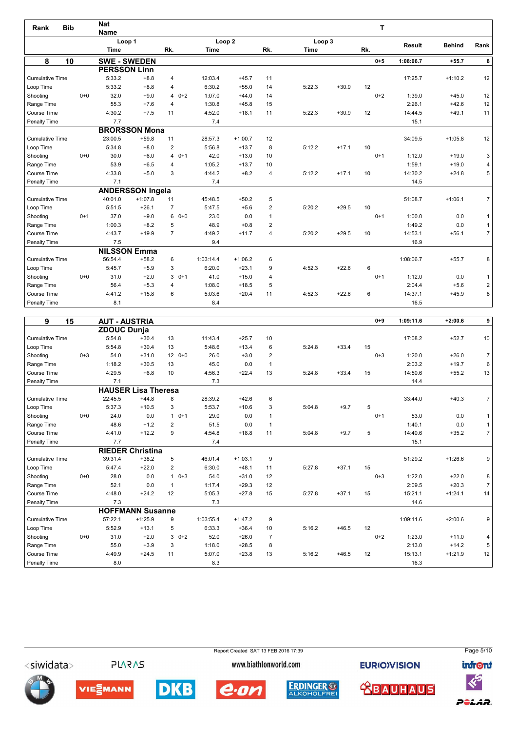| Rank | Bib | Nat Name | Loop 1 Time | | Rk. | Loop 2 Time | | Rk. | Loop 3 Time | | Rk. | T | Result | Behind | Rank |
|---|---|---|---|---|---|---|---|---|---|---|---|---|---|---|---|
| 8 | 10 | **SWE - SWEDEN** | | | | | | | | | | 0+5 | 1:08:06.7 | +55.7 | 8 |
| | | **PERSSON Linn** | | | | | | | | | | | | | |
| Cumulative Time | | | 5:33.2 | +8.8 | 4 | 12:03.4 | +45.7 | 11 | | | | | 17:25.7 | +1:10.2 | 12 |
| Loop Time | | | 5:33.2 | +8.8 | 4 | 6:30.2 | +55.0 | 14 | 5:22.3 | +30.9 | 12 | | | | |
| Shooting | 0+0 | | 32.0 | +9.0 | 4 | 0+2 1:07.0 | +44.0 | 14 | | | | 0+2 | 1:39.0 | +45.0 | 12 |
| Range Time | | | 55.3 | +7.6 | 4 | 1:30.8 | +45.8 | 15 | | | | | 2:26.1 | +42.6 | 12 |
| Course Time | | | 4:30.2 | +7.5 | 11 | 4:52.0 | +18.1 | 11 | 5:22.3 | +30.9 | 12 | | 14:44.5 | +49.1 | 11 |
| Penalty Time | | | 7.7 | | | 7.4 | | | | | | | 15.1 | | |
| | | **BRORSSON Mona** | | | | | | | | | | | | | |
| Cumulative Time | | | 23:00.5 | +59.8 | 11 | 28:57.3 | +1:00.7 | 12 | | | | | 34:09.5 | +1:05.8 | 12 |
| Loop Time | | | 5:34.8 | +8.0 | 2 | 5:56.8 | +13.7 | 8 | 5:12.2 | +17.1 | 10 | | | | |
| Shooting | 0+0 | | 30.0 | +6.0 | 4 | 0+1 42.0 | +13.0 | 10 | | | | 0+1 | 1:12.0 | +19.0 | 3 |
| Range Time | | | 53.9 | +6.5 | 4 | 1:05.2 | +13.7 | 10 | | | | | 1:59.1 | +19.0 | 4 |
| Course Time | | | 4:33.8 | +5.0 | 3 | 4:44.2 | +8.2 | 4 | 5:12.2 | +17.1 | 10 | | 14:30.2 | +24.8 | 5 |
| Penalty Time | | | 7.1 | | | 7.4 | | | | | | | 14.5 | | |
| | | **ANDERSSON Ingela** | | | | | | | | | | | | | |
| Cumulative Time | | | 40:01.0 | +1:07.8 | 11 | 45:48.5 | +50.2 | 5 | | | | | 51:08.7 | +1:06.1 | 7 |
| Loop Time | | | 5:51.5 | +26.1 | 7 | 5:47.5 | +5.6 | 2 | 5:20.2 | +29.5 | 10 | | | | |
| Shooting | 0+1 | | 37.0 | +9.0 | 6 | 0+0 23.0 | 0.0 | 1 | | | | 0+1 | 1:00.0 | 0.0 | 1 |
| Range Time | | | 1:00.3 | +8.2 | 5 | 48.9 | +0.8 | 2 | | | | | 1:49.2 | 0.0 | 1 |
| Course Time | | | 4:43.7 | +19.9 | 7 | 4:49.2 | +11.7 | 4 | 5:20.2 | +29.5 | 10 | | 14:53.1 | +56.1 | 7 |
| Penalty Time | | | 7.5 | | | 9.4 | | | | | | | 16.9 | | |
| | | **NILSSON Emma** | | | | | | | | | | | | | |
| Cumulative Time | | | 56:54.4 | +58.2 | 6 | 1:03:14.4 | +1:06.2 | 6 | | | | | 1:08:06.7 | +55.7 | 8 |
| Loop Time | | | 5:45.7 | +5.9 | 3 | 6:20.0 | +23.1 | 9 | 4:52.3 | +22.6 | 6 | | | | |
| Shooting | 0+0 | | 31.0 | +2.0 | 3 | 0+1 41.0 | +15.0 | 4 | | | | 0+1 | 1:12.0 | 0.0 | 1 |
| Range Time | | | 56.4 | +5.3 | 4 | 1:08.0 | +18.5 | 5 | | | | | 2:04.4 | +5.6 | 2 |
| Course Time | | | 4:41.2 | +15.8 | 6 | 5:03.6 | +20.4 | 11 | 4:52.3 | +22.6 | 6 | | 14:37.1 | +45.9 | 8 |
| Penalty Time | | | 8.1 | | | 8.4 | | | | | | | 16.5 | | |
| 9 | 15 | **AUT - AUSTRIA** | | | | | | | | | | 0+9 | 1:09:11.6 | +2:00.6 | 9 |
| | | **ZDOUC Dunja** | | | | | | | | | | | | | |
| Cumulative Time | | | 5:54.8 | +30.4 | 13 | 11:43.4 | +25.7 | 10 | | | | | 17:08.2 | +52.7 | 10 |
| Loop Time | | | 5:54.8 | +30.4 | 13 | 5:48.6 | +13.4 | 6 | 5:24.8 | +33.4 | 15 | | | | |
| Shooting | 0+3 | | 54.0 | +31.0 | 12 | 0+0 26.0 | +3.0 | 2 | | | | 0+3 | 1:20.0 | +26.0 | 7 |
| Range Time | | | 1:18.2 | +30.5 | 13 | 45.0 | 0.0 | 1 | | | | | 2:03.2 | +19.7 | 6 |
| Course Time | | | 4:29.5 | +6.8 | 10 | 4:56.3 | +22.4 | 13 | 5:24.8 | +33.4 | 15 | | 14:50.6 | +55.2 | 13 |
| Penalty Time | | | 7.1 | | | 7.3 | | | | | | | 14.4 | | |
| | | **HAUSER Lisa Theresa** | | | | | | | | | | | | | |
| Cumulative Time | | | 22:45.5 | +44.8 | 8 | 28:39.2 | +42.6 | 6 | | | | | 33:44.0 | +40.3 | 7 |
| Loop Time | | | 5:37.3 | +10.5 | 3 | 5:53.7 | +10.6 | 3 | 5:04.8 | +9.7 | 5 | | | | |
| Shooting | 0+0 | | 24.0 | 0.0 | 1 | 0+1 29.0 | 0.0 | 1 | | | | 0+1 | 53.0 | 0.0 | 1 |
| Range Time | | | 48.6 | +1.2 | 2 | 51.5 | 0.0 | 1 | | | | | 1:40.1 | 0.0 | 1 |
| Course Time | | | 4:41.0 | +12.2 | 9 | 4:54.8 | +18.8 | 11 | 5:04.8 | +9.7 | 5 | | 14:40.6 | +35.2 | 7 |
| Penalty Time | | | 7.7 | | | 7.4 | | | | | | | 15.1 | | |
| | | **RIEDER Christina** | | | | | | | | | | | | | |
| Cumulative Time | | | 39:31.4 | +38.2 | 5 | 46:01.4 | +1:03.1 | 9 | | | | | 51:29.2 | +1:26.6 | 9 |
| Loop Time | | | 5:47.4 | +22.0 | 2 | 6:30.0 | +48.1 | 11 | 5:27.8 | +37.1 | 15 | | | | |
| Shooting | 0+0 | | 28.0 | 0.0 | 1 | 0+3 54.0 | +31.0 | 12 | | | | 0+3 | 1:22.0 | +22.0 | 8 |
| Range Time | | | 52.1 | 0.0 | 1 | 1:17.4 | +29.3 | 12 | | | | | 2:09.5 | +20.3 | 7 |
| Course Time | | | 4:48.0 | +24.2 | 12 | 5:05.3 | +27.8 | 15 | 5:27.8 | +37.1 | 15 | | 15:21.1 | +1:24.1 | 14 |
| Penalty Time | | | 7.3 | | | 7.3 | | | | | | | 14.6 | | |
| | | **HOFFMANN Susanne** | | | | | | | | | | | | | |
| Cumulative Time | | | 57:22.1 | +1:25.9 | 9 | 1:03:55.4 | +1:47.2 | 9 | | | | | 1:09:11.6 | +2:00.6 | 9 |
| Loop Time | | | 5:52.9 | +13.1 | 5 | 6:33.3 | +36.4 | 10 | 5:16.2 | +46.5 | 12 | | | | |
| Shooting | 0+0 | | 31.0 | +2.0 | 3 | 0+2 52.0 | +26.0 | 7 | | | | 0+2 | 1:23.0 | +11.0 | 4 |
| Range Time | | | 55.0 | +3.9 | 3 | 1:18.0 | +28.5 | 8 | | | | | 2:13.0 | +14.2 | 5 |
| Course Time | | | 4:49.9 | +24.5 | 11 | 5:07.0 | +23.8 | 13 | 5:16.2 | +46.5 | 12 | | 15:13.1 | +1:21.9 | 12 |
| Penalty Time | | | 8.0 | | | 8.3 | | | | | | | 16.3 | | |

Report Created SAT 13 FEB 2016 17:39

www.biathlonworld.com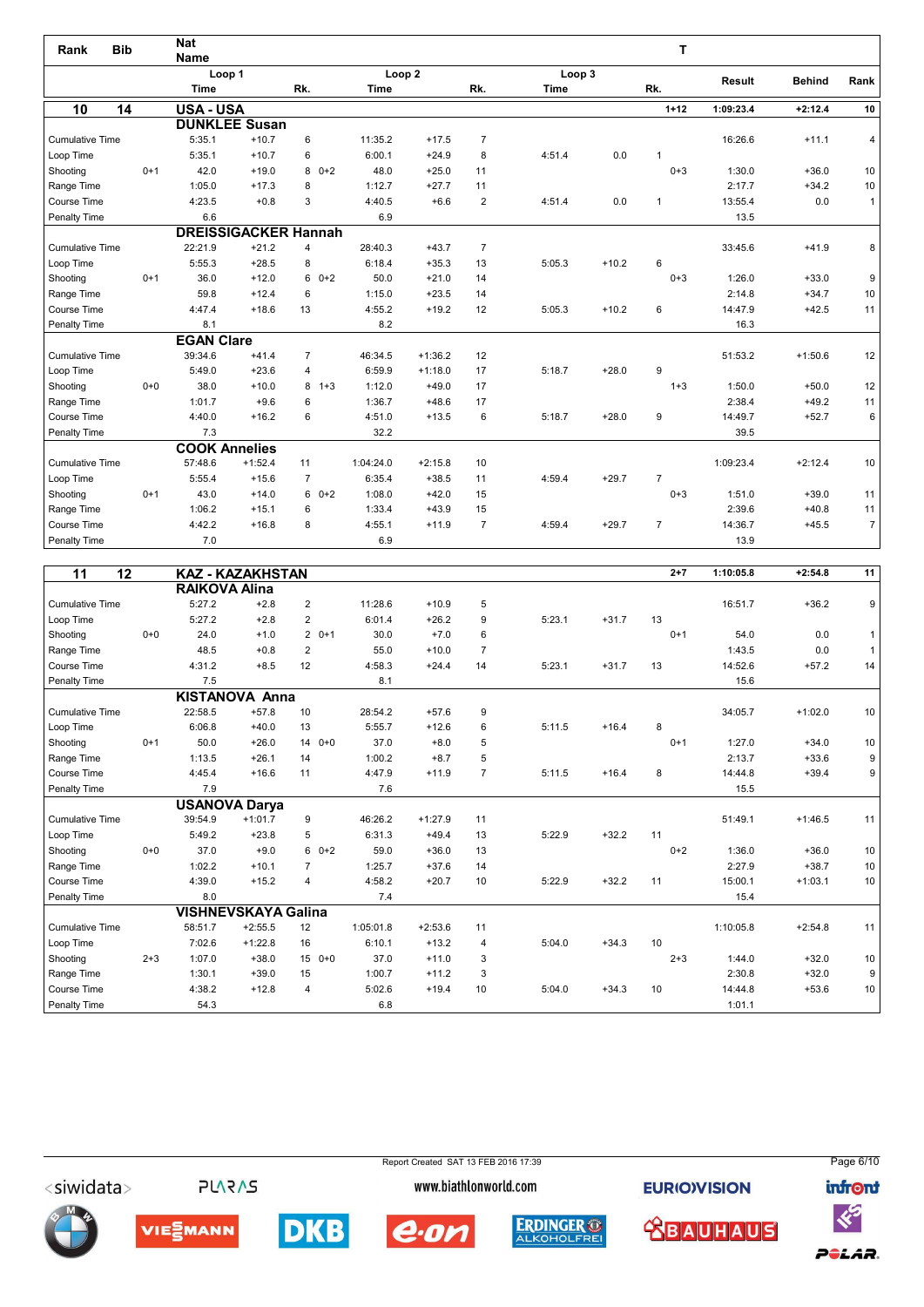| Rank | Bib | Nat Name | | | | | | | | | | T | Result | Behind | Rank |
|---|---|---|---|---|---|---|---|---|---|---|---|---|---|---|---|
| | | Loop 1 Time | | Rk. | Loop 2 Time | | Rk. | Loop 3 Time | | Rk. | | | | | |
| **10** | **14** | **USA - USA** | | | | | | | | | | **1+12** | **1:09:23.4** | **+2:12.4** | **10** |
| | | **DUNKLEE Susan** | | | | | | | | | | | | | |
| Cumulative Time | | 5:35.1 | +10.7 | 6 | 11:35.2 | +17.5 | 7 | | | | | | 16:26.6 | +11.1 | 4 |
| Loop Time | | 5:35.1 | +10.7 | 6 | 6:00.1 | +24.9 | 8 | 4:51.4 | 0.0 | 1 | | | | | |
| Shooting | 0+1 | 42.0 | +19.0 | 8 | 0+2 48.0 | +25.0 | 11 | | | | | 0+3 | 1:30.0 | +36.0 | 10 |
| Range Time | | 1:05.0 | +17.3 | 8 | 1:12.7 | +27.7 | 11 | | | | | | 2:17.7 | +34.2 | 10 |
| Course Time | | 4:23.5 | +0.8 | 3 | 4:40.5 | +6.6 | 2 | 4:51.4 | 0.0 | 1 | | | 13:55.4 | 0.0 | 1 |
| Penalty Time | | 6.6 | | | 6.9 | | | | | | | | 13.5 | | |
| | | **DREISSIGACKER Hannah** | | | | | | | | | | | | | |
| Cumulative Time | | 22:21.9 | +21.2 | 4 | 28:40.3 | +43.7 | 7 | | | | | | 33:45.6 | +41.9 | 8 |
| Loop Time | | 5:55.3 | +28.5 | 8 | 6:18.4 | +35.3 | 13 | 5:05.3 | +10.2 | 6 | | | | | |
| Shooting | 0+1 | 36.0 | +12.0 | 6 | 0+2 50.0 | +21.0 | 14 | | | | | 0+3 | 1:26.0 | +33.0 | 9 |
| Range Time | | 59.8 | +12.4 | 6 | 1:15.0 | +23.5 | 14 | | | | | | 2:14.8 | +34.7 | 10 |
| Course Time | | 4:47.4 | +18.6 | 13 | 4:55.2 | +19.2 | 12 | 5:05.3 | +10.2 | 6 | | | 14:47.9 | +42.5 | 11 |
| Penalty Time | | 8.1 | | | 8.2 | | | | | | | | 16.3 | | |
| | | **EGAN Clare** | | | | | | | | | | | | | |
| Cumulative Time | | 39:34.6 | +41.4 | 7 | 46:34.5 | +1:36.2 | 12 | | | | | | 51:53.2 | +1:50.6 | 12 |
| Loop Time | | 5:49.0 | +23.6 | 4 | 6:59.9 | +1:18.0 | 17 | 5:18.7 | +28.0 | 9 | | | | | |
| Shooting | 0+0 | 38.0 | +10.0 | 8 | 1+3 1:12.0 | +49.0 | 17 | | | | | 1+3 | 1:50.0 | +50.0 | 12 |
| Range Time | | 1:01.7 | +9.6 | 6 | 1:36.7 | +48.6 | 17 | | | | | | 2:38.4 | +49.2 | 11 |
| Course Time | | 4:40.0 | +16.2 | 6 | 4:51.0 | +13.5 | 6 | 5:18.7 | +28.0 | 9 | | | 14:49.7 | +52.7 | 6 |
| Penalty Time | | 7.3 | | | 32.2 | | | | | | | | 39.5 | | |
| | | **COOK Annelies** | | | | | | | | | | | | | |
| Cumulative Time | | 57:48.6 | +1:52.4 | 11 | 1:04:24.0 | +2:15.8 | 10 | | | | | | 1:09:23.4 | +2:12.4 | 10 |
| Loop Time | | 5:55.4 | +15.6 | 7 | 6:35.4 | +38.5 | 11 | 4:59.4 | +29.7 | 7 | | | | | |
| Shooting | 0+1 | 43.0 | +14.0 | 6 | 0+2 1:08.0 | +42.0 | 15 | | | | | 0+3 | 1:51.0 | +39.0 | 11 |
| Range Time | | 1:06.2 | +15.1 | 6 | 1:33.4 | +43.9 | 15 | | | | | | 2:39.6 | +40.8 | 11 |
| Course Time | | 4:42.2 | +16.8 | 8 | 4:55.1 | +11.9 | 7 | 4:59.4 | +29.7 | 7 | | | 14:36.7 | +45.5 | 7 |
| Penalty Time | | 7.0 | | | 6.9 | | | | | | | | 13.9 | | |
| **11** | **12** | **KAZ - KAZAKHSTAN** | | | | | | | | | | **2+7** | **1:10:05.8** | **+2:54.8** | **11** |
| | | **RAIKOVA Alina** | | | | | | | | | | | | | |
| Cumulative Time | | 5:27.2 | +2.8 | 2 | 11:28.6 | +10.9 | 5 | | | | | | 16:51.7 | +36.2 | 9 |
| Loop Time | | 5:27.2 | +2.8 | 2 | 6:01.4 | +26.2 | 9 | 5:23.1 | +31.7 | 13 | | | | | |
| Shooting | 0+0 | 24.0 | +1.0 | 2 | 0+1 30.0 | +7.0 | 6 | | | | | 0+1 | 54.0 | 0.0 | 1 |
| Range Time | | 48.5 | +0.8 | 2 | 55.0 | +10.0 | 7 | | | | | | 1:43.5 | 0.0 | 1 |
| Course Time | | 4:31.2 | +8.5 | 12 | 4:58.3 | +24.4 | 14 | 5:23.1 | +31.7 | 13 | | | 14:52.6 | +57.2 | 14 |
| Penalty Time | | 7.5 | | | 8.1 | | | | | | | | 15.6 | | |
| | | **KISTANOVA Anna** | | | | | | | | | | | | | |
| Cumulative Time | | 22:58.5 | +57.8 | 10 | 28:54.2 | +57.6 | 9 | | | | | | 34:05.7 | +1:02.0 | 10 |
| Loop Time | | 6:06.8 | +40.0 | 13 | 5:55.7 | +12.6 | 6 | 5:11.5 | +16.4 | 8 | | | | | |
| Shooting | 0+1 | 50.0 | +26.0 | 14 | 0+0 37.0 | +8.0 | 5 | | | | | 0+1 | 1:27.0 | +34.0 | 10 |
| Range Time | | 1:13.5 | +26.1 | 14 | 1:00.2 | +8.7 | 5 | | | | | | 2:13.7 | +33.6 | 9 |
| Course Time | | 4:45.4 | +16.6 | 11 | 4:47.9 | +11.9 | 7 | 5:11.5 | +16.4 | 8 | | | 14:44.8 | +39.4 | 9 |
| Penalty Time | | 7.9 | | | 7.6 | | | | | | | | 15.5 | | |
| | | **USANOVA Darya** | | | | | | | | | | | | | |
| Cumulative Time | | 39:54.9 | +1:01.7 | 9 | 46:26.2 | +1:27.9 | 11 | | | | | | 51:49.1 | +1:46.5 | 11 |
| Loop Time | | 5:49.2 | +23.8 | 5 | 6:31.3 | +49.4 | 13 | 5:22.9 | +32.2 | 11 | | | | | |
| Shooting | 0+0 | 37.0 | +9.0 | 6 | 0+2 59.0 | +36.0 | 13 | | | | | 0+2 | 1:36.0 | +36.0 | 10 |
| Range Time | | 1:02.2 | +10.1 | 7 | 1:25.7 | +37.6 | 14 | | | | | | 2:27.9 | +38.7 | 10 |
| Course Time | | 4:39.0 | +15.2 | 4 | 4:58.2 | +20.7 | 10 | 5:22.9 | +32.2 | 11 | | | 15:00.1 | +1:03.1 | 10 |
| Penalty Time | | 8.0 | | | 7.4 | | | | | | | | 15.4 | | |
| | | **VISHNEVSKAYA Galina** | | | | | | | | | | | | | |
| Cumulative Time | | 58:51.7 | +2:55.5 | 12 | 1:05:01.8 | +2:53.6 | 11 | | | | | | 1:10:05.8 | +2:54.8 | 11 |
| Loop Time | | 7:02.6 | +1:22.8 | 16 | 6:10.1 | +13.2 | 4 | 5:04.0 | +34.3 | 10 | | | | | |
| Shooting | 2+3 | 1:07.0 | +38.0 | 15 | 0+0 37.0 | +11.0 | 3 | | | | | 2+3 | 1:44.0 | +32.0 | 10 |
| Range Time | | 1:30.1 | +39.0 | 15 | 1:00.7 | +11.2 | 3 | | | | | | 2:30.8 | +32.0 | 9 |
| Course Time | | 4:38.2 | +12.8 | 4 | 5:02.6 | +19.4 | 10 | 5:04.0 | +34.3 | 10 | | | 14:44.8 | +53.6 | 10 |
| Penalty Time | | 54.3 | | | 6.8 | | | | | | | | 1:01.1 | | |

Report Created SAT 13 FEB 2016 17:39

www.biathlonworld.com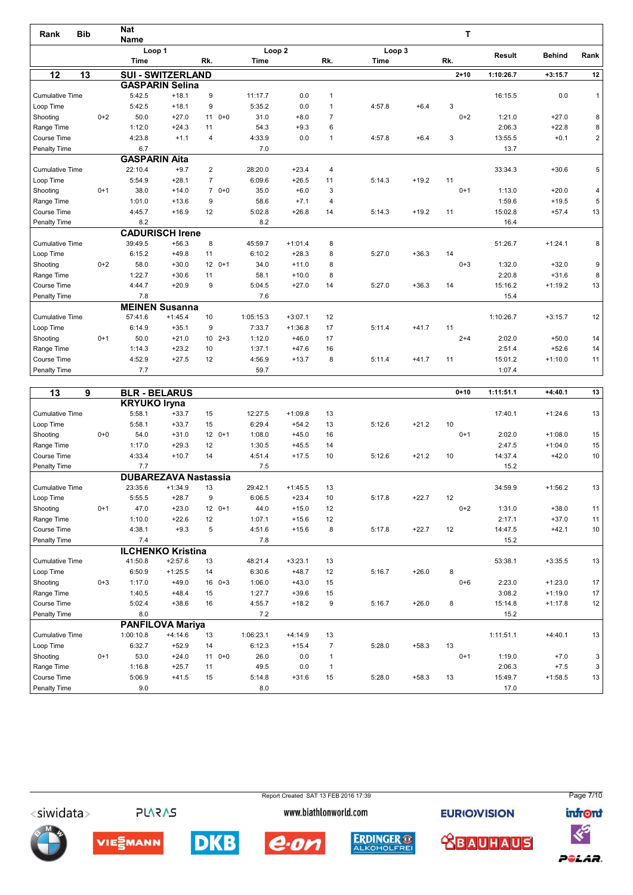| Rank | Bib | Nat Name | | | | | | | | | T | | | |
|---|---|---|---|---|---|---|---|---|---|---|---|---|---|---|
| | | Loop 1 | | | Loop 2 | | | Loop 3 | | | | Result | Behind | Rank |
| | | Time | | Rk. | Time | | Rk. | Time | | Rk. | | | | |
| **12** | **13** | **SUI - SWITZERLAND** | | | | | | | | | **2+10** | **1:10:26.7** | **+3:15.7** | **12** |
| | | **GASPARIN Selina** | | | | | | | | | | | | |
| Cumulative Time | | 5:42.5 | +18.1 | 9 | 11:17.7 | 0.0 | 1 | | | | | 16:15.5 | 0.0 | 1 |
| Loop Time | | 5:42.5 | +18.1 | 9 | 5:35.2 | 0.0 | 1 | 4:57.8 | +6.4 | 3 | | | | |
| Shooting | 0+2 | 50.0 | +27.0 | 11 0+0 | 31.0 | +8.0 | 7 | | | | 0+2 | 1:21.0 | +27.0 | 8 |
| Range Time | | 1:12.0 | +24.3 | 11 | 54.3 | +9.3 | 6 | | | | | 2:06.3 | +22.8 | 8 |
| Course Time | | 4:23.8 | +1.1 | 4 | 4:33.9 | 0.0 | 1 | 4:57.8 | +6.4 | 3 | | 13:55.5 | +0.1 | 2 |
| Penalty Time | | 6.7 | | | 7.0 | | | | | | | 13.7 | | |
| | | **GASPARIN Aita** | | | | | | | | | | | | |
| Cumulative Time | | 22:10.4 | +9.7 | 2 | 28:20.0 | +23.4 | 4 | | | | | 33:34.3 | +30.6 | 5 |
| Loop Time | | 5:54.9 | +28.1 | 7 | 6:09.6 | +26.5 | 11 | 5:14.3 | +19.2 | 11 | | | | |
| Shooting | 0+1 | 38.0 | +14.0 | 7 0+0 | 35.0 | +6.0 | 3 | | | | 0+1 | 1:13.0 | +20.0 | 4 |
| Range Time | | 1:01.0 | +13.6 | 9 | 58.6 | +7.1 | 4 | | | | | 1:59.6 | +19.5 | 5 |
| Course Time | | 4:45.7 | +16.9 | 12 | 5:02.8 | +26.8 | 14 | 5:14.3 | +19.2 | 11 | | 15:02.8 | +57.4 | 13 |
| Penalty Time | | 8.2 | | | 8.2 | | | | | | | 16.4 | | |
| | | **CADURISCH Irene** | | | | | | | | | | | | |
| Cumulative Time | | 39:49.5 | +56.3 | 8 | 45:59.7 | +1:01.4 | 8 | | | | | 51:26.7 | +1:24.1 | 8 |
| Loop Time | | 6:15.2 | +49.8 | 11 | 6:10.2 | +28.3 | 8 | 5:27.0 | +36.3 | 14 | | | | |
| Shooting | 0+2 | 58.0 | +30.0 | 12 0+1 | 34.0 | +11.0 | 8 | | | | 0+3 | 1:32.0 | +32.0 | 9 |
| Range Time | | 1:22.7 | +30.6 | 11 | 58.1 | +10.0 | 8 | | | | | 2:20.8 | +31.6 | 8 |
| Course Time | | 4:44.7 | +20.9 | 9 | 5:04.5 | +27.0 | 14 | 5:27.0 | +36.3 | 14 | | 15:16.2 | +1:19.2 | 13 |
| Penalty Time | | 7.8 | | | 7.6 | | | | | | | 15.4 | | |
| | | **MEINEN Susanna** | | | | | | | | | | | | |
| Cumulative Time | | 57:41.6 | +1:45.4 | 10 | 1:05:15.3 | +3:07.1 | 12 | | | | | 1:10:26.7 | +3:15.7 | 12 |
| Loop Time | | 6:14.9 | +35.1 | 9 | 7:33.7 | +1:36.8 | 17 | 5:11.4 | +41.7 | 11 | | | | |
| Shooting | 0+1 | 50.0 | +21.0 | 10 2+3 | 1:12.0 | +46.0 | 17 | | | | 2+4 | 2:02.0 | +50.0 | 14 |
| Range Time | | 1:14.3 | +23.2 | 10 | 1:37.1 | +47.6 | 16 | | | | | 2:51.4 | +52.6 | 14 |
| Course Time | | 4:52.9 | +27.5 | 12 | 4:56.9 | +13.7 | 8 | 5:11.4 | +41.7 | 11 | | 15:01.2 | +1:10.0 | 11 |
| Penalty Time | | 7.7 | | | 59.7 | | | | | | | 1:07.4 | | |
| **13** | **9** | **BLR - BELARUS** | | | | | | | | | **0+10** | **1:11:51.1** | **+4:40.1** | **13** |
| | | **KRYUKO Iryna** | | | | | | | | | | | | |
| Cumulative Time | | 5:58.1 | +33.7 | 15 | 12:27.5 | +1:09.8 | 13 | | | | | 17:40.1 | +1:24.6 | 13 |
| Loop Time | | 5:58.1 | +33.7 | 15 | 6:29.4 | +54.2 | 13 | 5:12.6 | +21.2 | 10 | | | | |
| Shooting | 0+0 | 54.0 | +31.0 | 12 0+1 | 1:08.0 | +45.0 | 16 | | | | 0+1 | 2:02.0 | +1:08.0 | 15 |
| Range Time | | 1:17.0 | +29.3 | 12 | 1:30.5 | +45.5 | 14 | | | | | 2:47.5 | +1:04.0 | 15 |
| Course Time | | 4:33.4 | +10.7 | 14 | 4:51.4 | +17.5 | 10 | 5:12.6 | +21.2 | 10 | | 14:37.4 | +42.0 | 10 |
| Penalty Time | | 7.7 | | | 7.5 | | | | | | | 15.2 | | |
| | | **DUBAREZAVA Nastassia** | | | | | | | | | | | | |
| Cumulative Time | | 23:35.6 | +1:34.9 | 13 | 29:42.1 | +1:45.5 | 13 | | | | | 34:59.9 | +1:56.2 | 13 |
| Loop Time | | 5:55.5 | +28.7 | 9 | 6:06.5 | +23.4 | 10 | 5:17.8 | +22.7 | 12 | | | | |
| Shooting | 0+1 | 47.0 | +23.0 | 12 0+1 | 44.0 | +15.0 | 12 | | | | 0+2 | 1:31.0 | +38.0 | 11 |
| Range Time | | 1:10.0 | +22.6 | 12 | 1:07.1 | +15.6 | 12 | | | | | 2:17.1 | +37.0 | 11 |
| Course Time | | 4:38.1 | +9.3 | 5 | 4:51.6 | +15.6 | 8 | 5:17.8 | +22.7 | 12 | | 14:47.5 | +42.1 | 10 |
| Penalty Time | | 7.4 | | | 7.8 | | | | | | | 15.2 | | |
| | | **ILCHENKO Kristina** | | | | | | | | | | | | |
| Cumulative Time | | 41:50.8 | +2:57.6 | 13 | 48:21.4 | +3:23.1 | 13 | | | | | 53:38.1 | +3:35.5 | 13 |
| Loop Time | | 6:50.9 | +1:25.5 | 14 | 6:30.6 | +48.7 | 12 | 5:16.7 | +26.0 | 8 | | | | |
| Shooting | 0+3 | 1:17.0 | +49.0 | 16 0+3 | 1:06.0 | +43.0 | 15 | | | | 0+6 | 2:23.0 | +1:23.0 | 17 |
| Range Time | | 1:40.5 | +48.4 | 15 | 1:27.7 | +39.6 | 15 | | | | | 3:08.2 | +1:19.0 | 17 |
| Course Time | | 5:02.4 | +38.6 | 16 | 4:55.7 | +18.2 | 9 | 5:16.7 | +26.0 | 8 | | 15:14.8 | +1:17.8 | 12 |
| Penalty Time | | 8.0 | | | 7.2 | | | | | | | 15.2 | | |
| | | **PANFILOVA Mariya** | | | | | | | | | | | | |
| Cumulative Time | | 1:00:10.8 | +4:14.6 | 13 | 1:06:23.1 | +4:14.9 | 13 | | | | | 1:11:51.1 | +4:40.1 | 13 |
| Loop Time | | 6:32.7 | +52.9 | 14 | 6:12.3 | +15.4 | 7 | 5:28.0 | +58.3 | 13 | | | | |
| Shooting | 0+1 | 53.0 | +24.0 | 11 0+0 | 26.0 | 0.0 | 1 | | | | 0+1 | 1:19.0 | +7.0 | 3 |
| Range Time | | 1:16.8 | +25.7 | 11 | 49.5 | 0.0 | 1 | | | | | 2:06.3 | +7.5 | 3 |
| Course Time | | 5:06.9 | +41.5 | 15 | 5:14.8 | +31.6 | 15 | 5:28.0 | +58.3 | 13 | | 15:49.7 | +1:58.5 | 13 |
| Penalty Time | | 9.0 | | | 8.0 | | | | | | | 17.0 | | |

Report Created SAT 13 FEB 2016 17:39

www.biathlonworld.com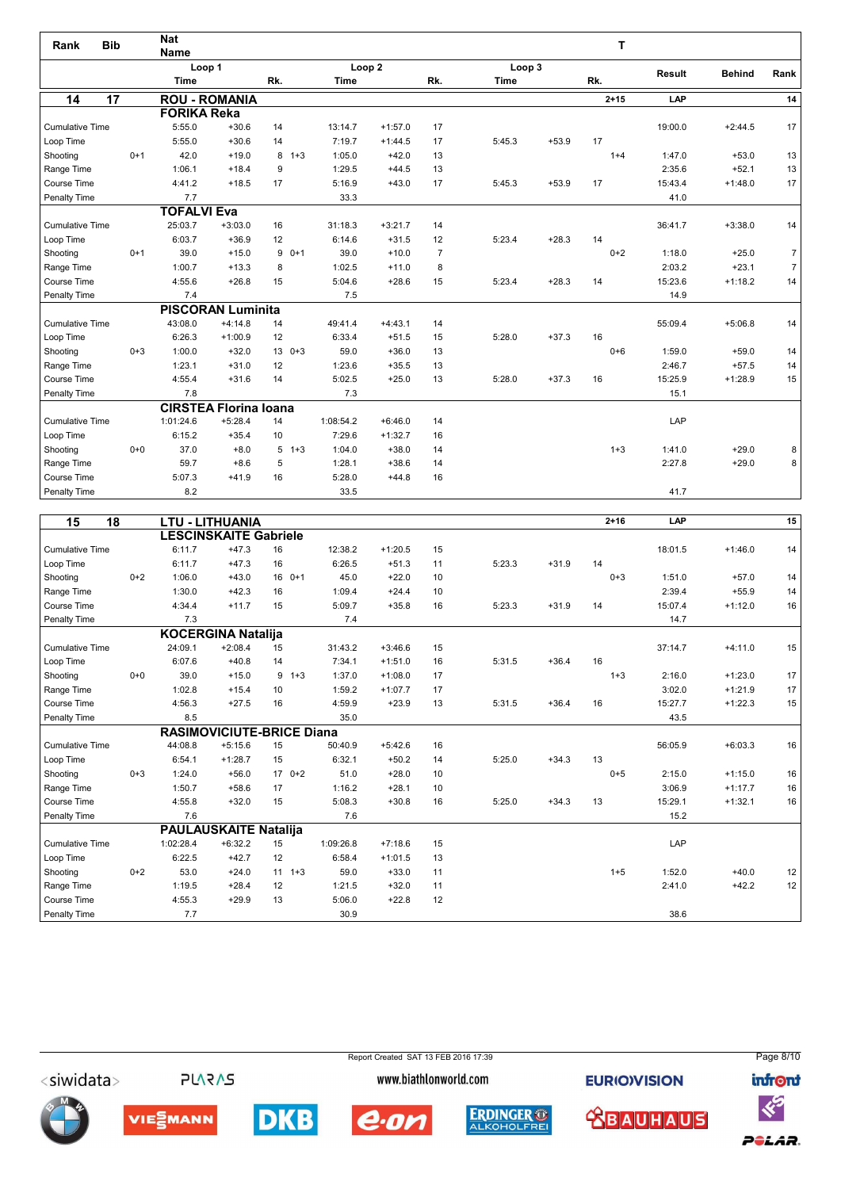| Rank | Bib | Nat Name | | Loop 1 Time | | Rk. | | Loop 2 Time | | Rk. | Loop 3 Time | | Rk. | T | Result | Behind | Rank |
|---|---|---|---|---|---|---|---|---|---|---|---|---|---|---|---|---|---|
| **14** | **17** | **ROU - ROMANIA** | | | | | | | | | | | | 2+15 | LAP | | 14 |
| | | **FORIKA Reka** | | | | | | | | | | | | | | | |
| Cumulative Time | | | | 5:55.0 | +30.6 | 14 | | 13:14.7 | +1:57.0 | 17 | | | | | 19:00.0 | +2:44.5 | 17 |
| Loop Time | | | | 5:55.0 | +30.6 | 14 | | 7:19.7 | +1:44.5 | 17 | 5:45.3 | +53.9 | 17 | | | | |
| Shooting | | | 0+1 | 42.0 | +19.0 | 8 | 1+3 | 1:05.0 | +42.0 | 13 | | | | 1+4 | 1:47.0 | +53.0 | 13 |
| Range Time | | | | 1:06.1 | +18.4 | 9 | | 1:29.5 | +44.5 | 13 | | | | | 2:35.6 | +52.1 | 13 |
| Course Time | | | | 4:41.2 | +18.5 | 17 | | 5:16.9 | +43.0 | 17 | 5:45.3 | +53.9 | 17 | | 15:43.4 | +1:48.0 | 17 |
| Penalty Time | | | | 7.7 | | | | 33.3 | | | | | | | 41.0 | | |
| | | **TOFALVI Eva** | | | | | | | | | | | | | | | |
| Cumulative Time | | | | 25:03.7 | +3:03.0 | 16 | | 31:18.3 | +3:21.7 | 14 | | | | | 36:41.7 | +3:38.0 | 14 |
| Loop Time | | | | 6:03.7 | +36.9 | 12 | | 6:14.6 | +31.5 | 12 | 5:23.4 | +28.3 | 14 | | | | |
| Shooting | | | 0+1 | 39.0 | +15.0 | 9 | 0+1 | 39.0 | +10.0 | 7 | | | | 0+2 | 1:18.0 | +25.0 | 7 |
| Range Time | | | | 1:00.7 | +13.3 | 8 | | 1:02.5 | +11.0 | 8 | | | | | 2:03.2 | +23.1 | 7 |
| Course Time | | | | 4:55.6 | +26.8 | 15 | | 5:04.6 | +28.6 | 15 | 5:23.4 | +28.3 | 14 | | 15:23.6 | +1:18.2 | 14 |
| Penalty Time | | | | 7.4 | | | | 7.5 | | | | | | | 14.9 | | |
| | | **PISCORAN Luminita** | | | | | | | | | | | | | | | |
| Cumulative Time | | | | 43:08.0 | +4:14.8 | 14 | | 49:41.4 | +4:43.1 | 14 | | | | | 55:09.4 | +5:06.8 | 14 |
| Loop Time | | | | 6:26.3 | +1:00.9 | 12 | | 6:33.4 | +51.5 | 15 | 5:28.0 | +37.3 | 16 | | | | |
| Shooting | | | 0+3 | 1:00.0 | +32.0 | 13 | 0+3 | 59.0 | +36.0 | 13 | | | | 0+6 | 1:59.0 | +59.0 | 14 |
| Range Time | | | | 1:23.1 | +31.0 | 12 | | 1:23.6 | +35.5 | 13 | | | | | 2:46.7 | +57.5 | 14 |
| Course Time | | | | 4:55.4 | +31.6 | 14 | | 5:02.5 | +25.0 | 13 | 5:28.0 | +37.3 | 16 | | 15:25.9 | +1:28.9 | 15 |
| Penalty Time | | | | 7.8 | | | | 7.3 | | | | | | | 15.1 | | |
| | | **CIRSTEA Florina Ioana** | | | | | | | | | | | | | | | |
| Cumulative Time | | | | 1:01:24.6 | +5:28.4 | 14 | | 1:08:54.2 | +6:46.0 | 14 | | | | | LAP | | |
| Loop Time | | | | 6:15.2 | +35.4 | 10 | | 7:29.6 | +1:32.7 | 16 | | | | | | | |
| Shooting | | | 0+0 | 37.0 | +8.0 | 5 | 1+3 | 1:04.0 | +38.0 | 14 | | | | 1+3 | 1:41.0 | +29.0 | 8 |
| Range Time | | | | 59.7 | +8.6 | 5 | | 1:28.1 | +38.6 | 14 | | | | | 2:27.8 | +29.0 | 8 |
| Course Time | | | | 5:07.3 | +41.9 | 16 | | 5:28.0 | +44.8 | 16 | | | | | | | |
| Penalty Time | | | | 8.2 | | | | 33.5 | | | | | | | 41.7 | | |
| **15** | **18** | **LTU - LITHUANIA** | | | | | | | | | | | | 2+16 | LAP | | 15 |
| | | **LESCINSKAITE Gabriele** | | | | | | | | | | | | | | | |
| Cumulative Time | | | | 6:11.7 | +47.3 | 16 | | 12:38.2 | +1:20.5 | 15 | | | | | 18:01.5 | +1:46.0 | 14 |
| Loop Time | | | | 6:11.7 | +47.3 | 16 | | 6:26.5 | +51.3 | 11 | 5:23.3 | +31.9 | 14 | | | | |
| Shooting | | | 0+2 | 1:06.0 | +43.0 | 16 | 0+1 | 45.0 | +22.0 | 10 | | | | 0+3 | 1:51.0 | +57.0 | 14 |
| Range Time | | | | 1:30.0 | +42.3 | 16 | | 1:09.4 | +24.4 | 10 | | | | | 2:39.4 | +55.9 | 14 |
| Course Time | | | | 4:34.4 | +11.7 | 15 | | 5:09.7 | +35.8 | 16 | 5:23.3 | +31.9 | 14 | | 15:07.4 | +1:12.0 | 16 |
| Penalty Time | | | | 7.3 | | | | 7.4 | | | | | | | 14.7 | | |
| | | **KOCERGINA Natalija** | | | | | | | | | | | | | | | |
| Cumulative Time | | | | 24:09.1 | +2:08.4 | 15 | | 31:43.2 | +3:46.6 | 15 | | | | | 37:14.7 | +4:11.0 | 15 |
| Loop Time | | | | 6:07.6 | +40.8 | 14 | | 7:34.1 | +1:51.0 | 16 | 5:31.5 | +36.4 | 16 | | | | |
| Shooting | | | 0+0 | 39.0 | +15.0 | 9 | 1+3 | 1:37.0 | +1:08.0 | 17 | | | | 1+3 | 2:16.0 | +1:23.0 | 17 |
| Range Time | | | | 1:02.8 | +15.4 | 10 | | 1:59.2 | +1:07.7 | 17 | | | | | 3:02.0 | +1:21.9 | 17 |
| Course Time | | | | 4:56.3 | +27.5 | 16 | | 4:59.9 | +23.9 | 13 | 5:31.5 | +36.4 | 16 | | 15:27.7 | +1:22.3 | 15 |
| Penalty Time | | | | 8.5 | | | | 35.0 | | | | | | | 43.5 | | |
| | | **RASIMOVICIUTE-BRICE Diana** | | | | | | | | | | | | | | | |
| Cumulative Time | | | | 44:08.8 | +5:15.6 | 15 | | 50:40.9 | +5:42.6 | 16 | | | | | 56:05.9 | +6:03.3 | 16 |
| Loop Time | | | | 6:54.1 | +1:28.7 | 15 | | 6:32.1 | +50.2 | 14 | 5:25.0 | +34.3 | 13 | | | | |
| Shooting | | | 0+3 | 1:24.0 | +56.0 | 17 | 0+2 | 51.0 | +28.0 | 10 | | | | 0+5 | 2:15.0 | +1:15.0 | 16 |
| Range Time | | | | 1:50.7 | +58.6 | 17 | | 1:16.2 | +28.1 | 10 | | | | | 3:06.9 | +1:17.7 | 16 |
| Course Time | | | | 4:55.8 | +32.0 | 15 | | 5:08.3 | +30.8 | 16 | 5:25.0 | +34.3 | 13 | | 15:29.1 | +1:32.1 | 16 |
| Penalty Time | | | | 7.6 | | | | 7.6 | | | | | | | 15.2 | | |
| | | **PAULAUSKAITE Natalija** | | | | | | | | | | | | | | | |
| Cumulative Time | | | | 1:02:28.4 | +6:32.2 | 15 | | 1:09:26.8 | +7:18.6 | 15 | | | | | LAP | | |
| Loop Time | | | | 6:22.5 | +42.7 | 12 | | 6:58.4 | +1:01.5 | 13 | | | | | | | |
| Shooting | | | 0+2 | 53.0 | +24.0 | 11 | 1+3 | 59.0 | +33.0 | 11 | | | | 1+5 | 1:52.0 | +40.0 | 12 |
| Range Time | | | | 1:19.5 | +28.4 | 12 | | 1:21.5 | +32.0 | 11 | | | | | 2:41.0 | +42.2 | 12 |
| Course Time | | | | 4:55.3 | +29.9 | 13 | | 5:06.0 | +22.8 | 12 | | | | | | | |
| Penalty Time | | | | 7.7 | | | | 30.9 | | | | | | | 38.6 | | |

Report Created SAT 13 FEB 2016 17:39

www.biathlonworld.com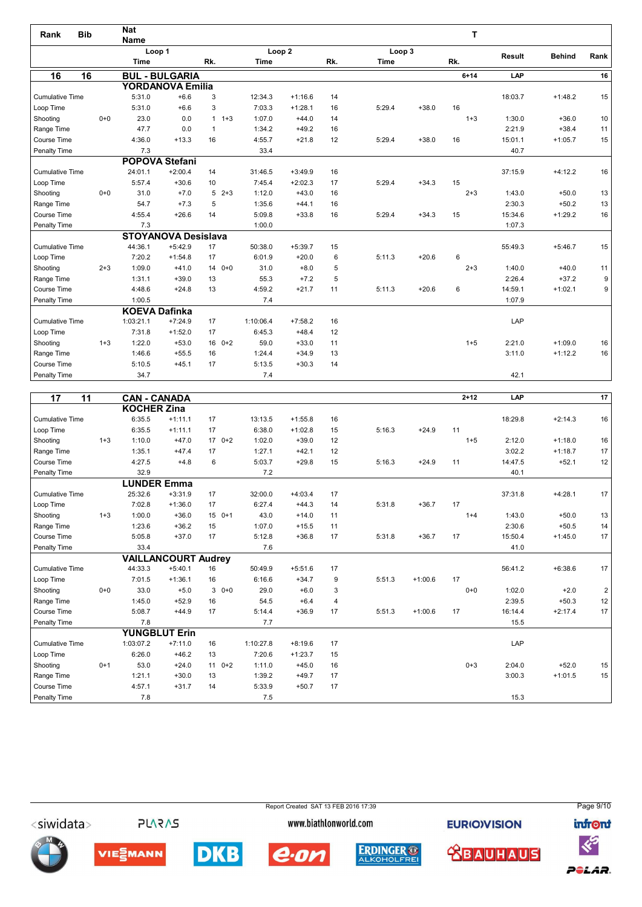| Rank | Bib | Nat Name | | | | | | | | | | | T | | | |
|---|---|---|---|---|---|---|---|---|---|---|---|---|---|---|---|---|
| | | Loop 1 Time | | Rk. | | Loop 2 Time | | Rk. | Loop 3 Time | | Rk. | | | Result | Behind | Rank |
| **16** | **16** | **BUL - BULGARIA** | | | | | | | | | | | 6+14 | LAP | | 16 |
| | | **YORDANOVA Emilia** | | | | | | | | | | | | | | |
| Cumulative Time | | 5:31.0 | +6.6 | 3 | | 12:34.3 | +1:16.6 | 14 | | | | | | 18:03.7 | +1:48.2 | 15 |
| Loop Time | | 5:31.0 | +6.6 | 3 | | 7:03.3 | +1:28.1 | 16 | 5:29.4 | +38.0 | 16 | | | | | |
| Shooting | 0+0 | 23.0 | 0.0 | 1 | 1+3 | 1:07.0 | +44.0 | 14 | | | | 1+3 | | 1:30.0 | +36.0 | 10 |
| Range Time | | 47.7 | 0.0 | 1 | | 1:34.2 | +49.2 | 16 | | | | | | 2:21.9 | +38.4 | 11 |
| Course Time | | 4:36.0 | +13.3 | 16 | | 4:55.7 | +21.8 | 12 | 5:29.4 | +38.0 | 16 | | | 15:01.1 | +1:05.7 | 15 |
| Penalty Time | | 7.3 | | | | 33.4 | | | | | | | | 40.7 | | |
| | | **POPOVA Stefani** | | | | | | | | | | | | | | |
| Cumulative Time | | 24:01.1 | +2:00.4 | 14 | | 31:46.5 | +3:49.9 | 16 | | | | | | 37:15.9 | +4:12.2 | 16 |
| Loop Time | | 5:57.4 | +30.6 | 10 | | 7:45.4 | +2:02.3 | 17 | 5:29.4 | +34.3 | 15 | | | | | |
| Shooting | 0+0 | 31.0 | +7.0 | 5 | 2+3 | 1:12.0 | +43.0 | 16 | | | | 2+3 | | 1:43.0 | +50.0 | 13 |
| Range Time | | 54.7 | +7.3 | 5 | | 1:35.6 | +44.1 | 16 | | | | | | 2:30.3 | +50.2 | 13 |
| Course Time | | 4:55.4 | +26.6 | 14 | | 5:09.8 | +33.8 | 16 | 5:29.4 | +34.3 | 15 | | | 15:34.6 | +1:29.2 | 16 |
| Penalty Time | | 7.3 | | | | 1:00.0 | | | | | | | | 1:07.3 | | |
| | | **STOYANOVA Desislava** | | | | | | | | | | | | | | |
| Cumulative Time | | 44:36.1 | +5:42.9 | 17 | | 50:38.0 | +5:39.7 | 15 | | | | | | 55:49.3 | +5:46.7 | 15 |
| Loop Time | | 7:20.2 | +1:54.8 | 17 | | 6:01.9 | +20.0 | 6 | 5:11.3 | +20.6 | 6 | | | | | |
| Shooting | 2+3 | 1:09.0 | +41.0 | 14 | 0+0 | 31.0 | +8.0 | 5 | | | | 2+3 | | 1:40.0 | +40.0 | 11 |
| Range Time | | 1:31.1 | +39.0 | 13 | | 55.3 | +7.2 | 5 | | | | | | 2:26.4 | +37.2 | 9 |
| Course Time | | 4:48.6 | +24.8 | 13 | | 4:59.2 | +21.7 | 11 | 5:11.3 | +20.6 | 6 | | | 14:59.1 | +1:02.1 | 9 |
| Penalty Time | | 1:00.5 | | | | 7.4 | | | | | | | | 1:07.9 | | |
| | | **KOEVA Dafinka** | | | | | | | | | | | | | | |
| Cumulative Time | | 1:03:21.1 | +7:24.9 | 17 | | 1:10:06.4 | +7:58.2 | 16 | | | | | | LAP | | |
| Loop Time | | 7:31.8 | +1:52.0 | 17 | | 6:45.3 | +48.4 | 12 | | | | | | | | |
| Shooting | 1+3 | 1:22.0 | +53.0 | 16 | 0+2 | 59.0 | +33.0 | 11 | | | | 1+5 | | 2:21.0 | +1:09.0 | 16 |
| Range Time | | 1:46.6 | +55.5 | 16 | | 1:24.4 | +34.9 | 13 | | | | | | 3:11.0 | +1:12.2 | 16 |
| Course Time | | 5:10.5 | +45.1 | 17 | | 5:13.5 | +30.3 | 14 | | | | | | | | |
| Penalty Time | | 34.7 | | | | 7.4 | | | | | | | | 42.1 | | |
| **17** | **11** | **CAN - CANADA** | | | | | | | | | | | 2+12 | LAP | | 17 |
| | | **KOCHER Zina** | | | | | | | | | | | | | | |
| Cumulative Time | | 6:35.5 | +1:11.1 | 17 | | 13:13.5 | +1:55.8 | 16 | | | | | | 18:29.8 | +2:14.3 | 16 |
| Loop Time | | 6:35.5 | +1:11.1 | 17 | | 6:38.0 | +1:02.8 | 15 | 5:16.3 | +24.9 | 11 | | | | | |
| Shooting | 1+3 | 1:10.0 | +47.0 | 17 | 0+2 | 1:02.0 | +39.0 | 12 | | | | 1+5 | | 2:12.0 | +1:18.0 | 16 |
| Range Time | | 1:35.1 | +47.4 | 17 | | 1:27.1 | +42.1 | 12 | | | | | | 3:02.2 | +1:18.7 | 17 |
| Course Time | | 4:27.5 | +4.8 | 6 | | 5:03.7 | +29.8 | 15 | 5:16.3 | +24.9 | 11 | | | 14:47.5 | +52.1 | 12 |
| Penalty Time | | 32.9 | | | | 7.2 | | | | | | | | 40.1 | | |
| | | **LUNDER Emma** | | | | | | | | | | | | | | |
| Cumulative Time | | 25:32.6 | +3:31.9 | 17 | | 32:00.0 | +4:03.4 | 17 | | | | | | 37:31.8 | +4:28.1 | 17 |
| Loop Time | | 7:02.8 | +1:36.0 | 17 | | 6:27.4 | +44.3 | 14 | 5:31.8 | +36.7 | 17 | | | | | |
| Shooting | 1+3 | 1:00.0 | +36.0 | 15 | 0+1 | 43.0 | +14.0 | 11 | | | | 1+4 | | 1:43.0 | +50.0 | 13 |
| Range Time | | 1:23.6 | +36.2 | 15 | | 1:07.0 | +15.5 | 11 | | | | | | 2:30.6 | +50.5 | 14 |
| Course Time | | 5:05.8 | +37.0 | 17 | | 5:12.8 | +36.8 | 17 | 5:31.8 | +36.7 | 17 | | | 15:50.4 | +1:45.0 | 17 |
| Penalty Time | | 33.4 | | | | 7.6 | | | | | | | | 41.0 | | |
| | | **VAILLANCOURT Audrey** | | | | | | | | | | | | | | |
| Cumulative Time | | 44:33.3 | +5:40.1 | 16 | | 50:49.9 | +5:51.6 | 17 | | | | | | 56:41.2 | +6:38.6 | 17 |
| Loop Time | | 7:01.5 | +1:36.1 | 16 | | 6:16.6 | +34.7 | 9 | 5:51.3 | +1:00.6 | 17 | | | | | |
| Shooting | 0+0 | 33.0 | +5.0 | 3 | 0+0 | 29.0 | +6.0 | 3 | | | | 0+0 | | 1:02.0 | +2.0 | 2 |
| Range Time | | 1:45.0 | +52.9 | 16 | | 54.5 | +6.4 | 4 | | | | | | 2:39.5 | +50.3 | 12 |
| Course Time | | 5:08.7 | +44.9 | 17 | | 5:14.4 | +36.9 | 17 | 5:51.3 | +1:00.6 | 17 | | | 16:14.4 | +2:17.4 | 17 |
| Penalty Time | | 7.8 | | | | 7.7 | | | | | | | | 15.5 | | |
| | | **YUNGBLUT Erin** | | | | | | | | | | | | | | |
| Cumulative Time | | 1:03:07.2 | +7:11.0 | 16 | | 1:10:27.8 | +8:19.6 | 17 | | | | | | LAP | | |
| Loop Time | | 6:26.0 | +46.2 | 13 | | 7:20.6 | +1:23.7 | 15 | | | | | | | | |
| Shooting | 0+1 | 53.0 | +24.0 | 11 | 0+2 | 1:11.0 | +45.0 | 16 | | | | 0+3 | | 2:04.0 | +52.0 | 15 |
| Range Time | | 1:21.1 | +30.0 | 13 | | 1:39.2 | +49.7 | 17 | | | | | | 3:00.3 | +1:01.5 | 15 |
| Course Time | | 4:57.1 | +31.7 | 14 | | 5:33.9 | +50.7 | 17 | | | | | | | | |
| Penalty Time | | 7.8 | | | | 7.5 | | | | | | | | 15.3 | | |

Report Created SAT 13 FEB 2016 17:39

www.biathlonworld.com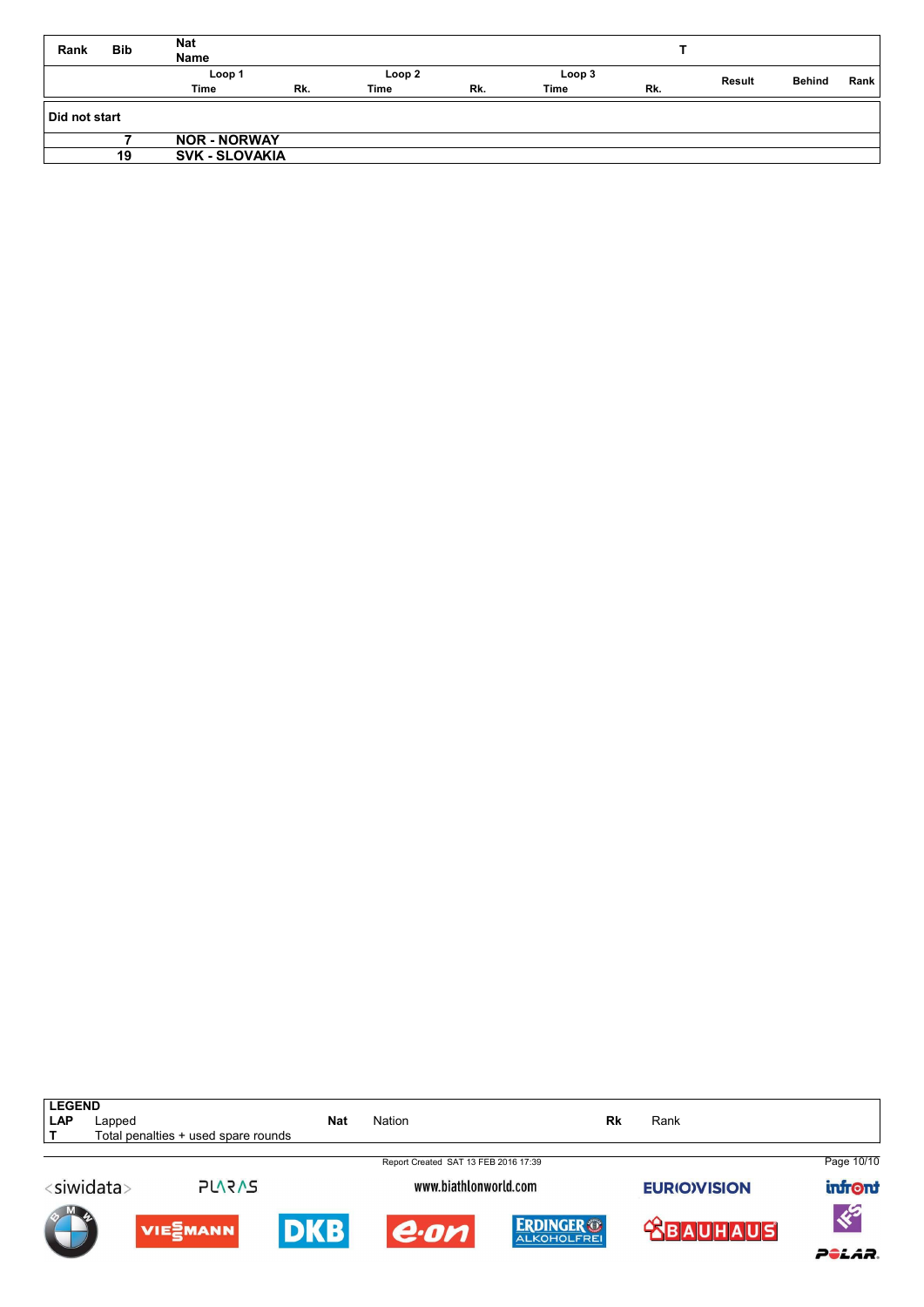| Rank | Bib | Nat Name | | | | | T | | | |
|---|---|---|---|---|---|---|---|---|---|---|
| | | Loop 1 | | Loop 2 | | Loop 3 | | Result | Behind | Rank |
| | | Time | Rk. | Time | Rk. | Time | Rk. | | | |
| **Did not start** | | | | | | | | | | |
| | **7** | **NOR - NORWAY** | | | | | | | | |
| | **19** | **SVK - SLOVAKIA** | | | | | | | | |

**LEGEND**

| | | | | | |
|---|---|---|---|---|---|
| **LAP** | Lapped | **Nat** | Nation | **Rk** | Rank |
| **T** | Total penalties + used spare rounds | | | | |

Report Created SAT 13 FEB 2016 17:39

<siwidata> PLARAS www.biathlonworld.com EUROVISION infront BMW VIESSMANN DKB e·on ERDINGER ALKOHOLFREI BAUHAUS IFS POLAR